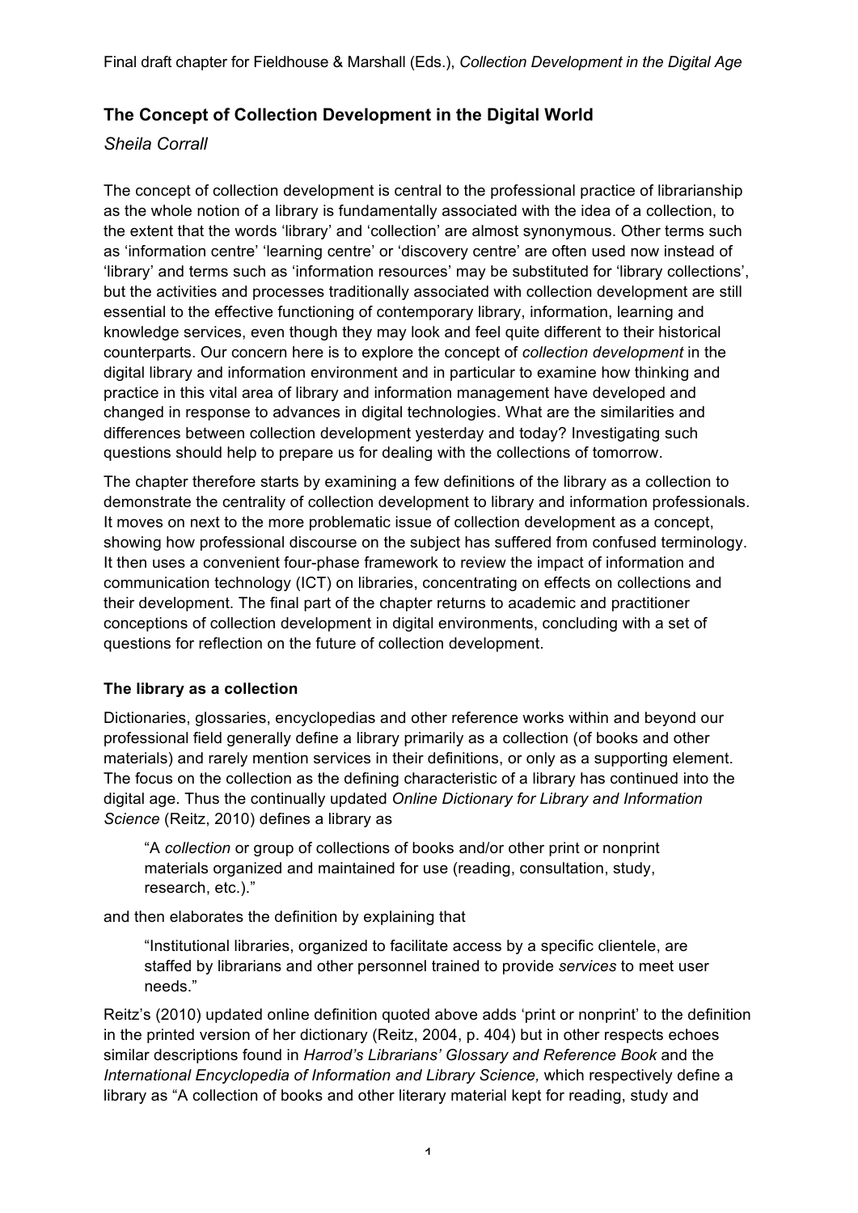Final draft chapter for Fieldhouse & Marshall (Eds.), *Collection Development in the Digital Age*

## The Concept of Collection Development in the Digital World

*Sheila Corrall*

The concept of collection development is central to the professional practice of librarianship as the whole notion of a library is fundamentally associated with the idea of a collection, to the extent that the words 'library' and 'collection' are almost synonymous. Other terms such as 'information centre' 'learning centre' or 'discovery centre' are often used now instead of 'library' and terms such as 'information resources' may be substituted for 'library collections', but the activities and processes traditionally associated with collection development are still essential to the effective functioning of contemporary library, information, learning and knowledge services, even though they may look and feel quite different to their historical counterparts. Our concern here is to explore the concept of *collection development* in the digital library and information environment and in particular to examine how thinking and practice in this vital area of library and information management have developed and changed in response to advances in digital technologies. What are the similarities and differences between collection development yesterday and today? Investigating such questions should help to prepare us for dealing with the collections of tomorrow.

The chapter therefore starts by examining a few definitions of the library as a collection to demonstrate the centrality of collection development to library and information professionals. It moves on next to the more problematic issue of collection development as a concept, showing how professional discourse on the subject has suffered from confused terminology. It then uses a convenient four-phase framework to review the impact of information and communication technology (ICT) on libraries, concentrating on effects on collections and their development. The final part of the chapter returns to academic and practitioner conceptions of collection development in digital environments, concluding with a set of questions for reflection on the future of collection development.

### The library as a collection

Dictionaries, glossaries, encyclopedias and other reference works within and beyond our professional field generally define a library primarily as a collection (of books and other materials) and rarely mention services in their definitions, or only as a supporting element. The focus on the collection as the defining characteristic of a library has continued into the digital age. Thus the continually updated *Online Dictionary for Library and Information Science* (Reitz, 2010) defines a library as

> "A *collection* or group of collections of books and/or other print or nonprint materials organized and maintained for use (reading, consultation, study, research, etc.)."

and then elaborates the definition by explaining that

> "Institutional libraries, organized to facilitate access by a specific clientele, are staffed by librarians and other personnel trained to provide *services* to meet user needs."

Reitz's (2010) updated online definition quoted above adds 'print or nonprint' to the definition in the printed version of her dictionary (Reitz, 2004, p. 404) but in other respects echoes similar descriptions found in *Harrod's Librarians' Glossary and Reference Book* and the *International Encyclopedia of Information and Library Science,* which respectively define a library as "A collection of books and other literary material kept for reading, study and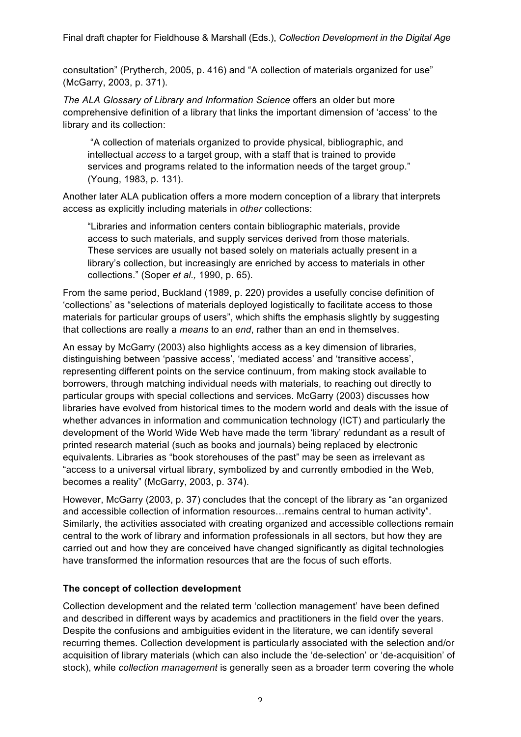consultation" (Prytherch, 2005, p. 416) and "A collection of materials organized for use" (McGarry, 2003, p. 371).

*The ALA Glossary of Library and Information Science* offers an older but more comprehensive definition of a library that links the important dimension of 'access' to the library and its collection:

> "A collection of materials organized to provide physical, bibliographic, and intellectual *access* to a target group, with a staff that is trained to provide services and programs related to the information needs of the target group." (Young, 1983, p. 131).

Another later ALA publication offers a more modern conception of a library that interprets access as explicitly including materials in *other* collections:

> "Libraries and information centers contain bibliographic materials, provide access to such materials, and supply services derived from those materials. These services are usually not based solely on materials actually present in a library's collection, but increasingly are enriched by access to materials in other collections." (Soper *et al.,* 1990, p. 65).

From the same period, Buckland (1989, p. 220) provides a usefully concise definition of 'collections' as "selections of materials deployed logistically to facilitate access to those materials for particular groups of users", which shifts the emphasis slightly by suggesting that collections are really a *means* to an *end*, rather than an end in themselves.

An essay by McGarry (2003) also highlights access as a key dimension of libraries, distinguishing between 'passive access', 'mediated access' and 'transitive access', representing different points on the service continuum, from making stock available to borrowers, through matching individual needs with materials, to reaching out directly to particular groups with special collections and services. McGarry (2003) discusses how libraries have evolved from historical times to the modern world and deals with the issue of whether advances in information and communication technology (ICT) and particularly the development of the World Wide Web have made the term 'library' redundant as a result of printed research material (such as books and journals) being replaced by electronic equivalents. Libraries as "book storehouses of the past" may be seen as irrelevant as "access to a universal virtual library, symbolized by and currently embodied in the Web, becomes a reality" (McGarry, 2003, p. 374).

However, McGarry (2003, p. 37) concludes that the concept of the library as "an organized and accessible collection of information resources…remains central to human activity". Similarly, the activities associated with creating organized and accessible collections remain central to the work of library and information professionals in all sectors, but how they are carried out and how they are conceived have changed significantly as digital technologies have transformed the information resources that are the focus of such efforts.

## The concept of collection development

Collection development and the related term 'collection management' have been defined and described in different ways by academics and practitioners in the field over the years. Despite the confusions and ambiguities evident in the literature, we can identify several recurring themes. Collection development is particularly associated with the selection and/or acquisition of library materials (which can also include the 'de-selection' or 'de-acquisition' of stock), while *collection management* is generally seen as a broader term covering the whole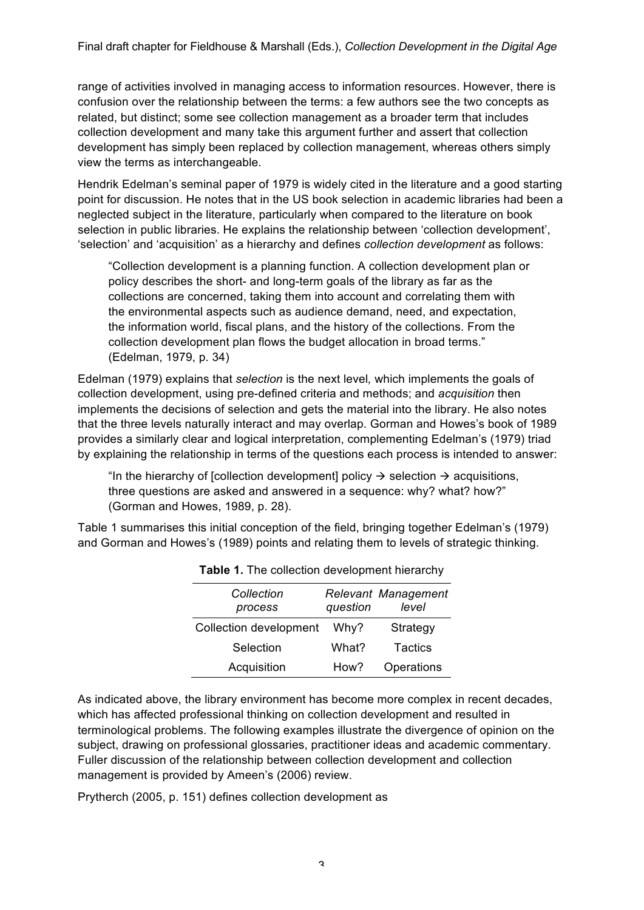range of activities involved in managing access to information resources. However, there is confusion over the relationship between the terms: a few authors see the two concepts as related, but distinct; some see collection management as a broader term that includes collection development and many take this argument further and assert that collection development has simply been replaced by collection management, whereas others simply view the terms as interchangeable.

Hendrik Edelman's seminal paper of 1979 is widely cited in the literature and a good starting point for discussion. He notes that in the US book selection in academic libraries had been a neglected subject in the literature, particularly when compared to the literature on book selection in public libraries. He explains the relationship between 'collection development', 'selection' and 'acquisition' as a hierarchy and defines *collection development* as follows:

> "Collection development is a planning function. A collection development plan or policy describes the short- and long-term goals of the library as far as the collections are concerned, taking them into account and correlating them with the environmental aspects such as audience demand, need, and expectation, the information world, fiscal plans, and the history of the collections. From the collection development plan flows the budget allocation in broad terms." (Edelman, 1979, p. 34)

Edelman (1979) explains that *selection* is the next level*,* which implements the goals of collection development, using pre-defined criteria and methods; and *acquisition* then implements the decisions of selection and gets the material into the library. He also notes that the three levels naturally interact and may overlap. Gorman and Howes's book of 1989 provides a similarly clear and logical interpretation, complementing Edelman's (1979) triad by explaining the relationship in terms of the questions each process is intended to answer:

> "In the hierarchy of [collection development] policy → selection → acquisitions, three questions are asked and answered in a sequence: why? what? how?" (Gorman and Howes, 1989, p. 28).

Table 1 summarises this initial conception of the field, bringing together Edelman's (1979) and Gorman and Howes's (1989) points and relating them to levels of strategic thinking.

**Table 1.** The collection development hierarchy

| *Collection process* | *Relevant question* | *Management level* |
|---|---|---|
| Collection development | Why? | Strategy |
| Selection | What? | Tactics |
| Acquisition | How? | Operations |

As indicated above, the library environment has become more complex in recent decades, which has affected professional thinking on collection development and resulted in terminological problems. The following examples illustrate the divergence of opinion on the subject, drawing on professional glossaries, practitioner ideas and academic commentary. Fuller discussion of the relationship between collection development and collection management is provided by Ameen's (2006) review.

Prytherch (2005, p. 151) defines collection development as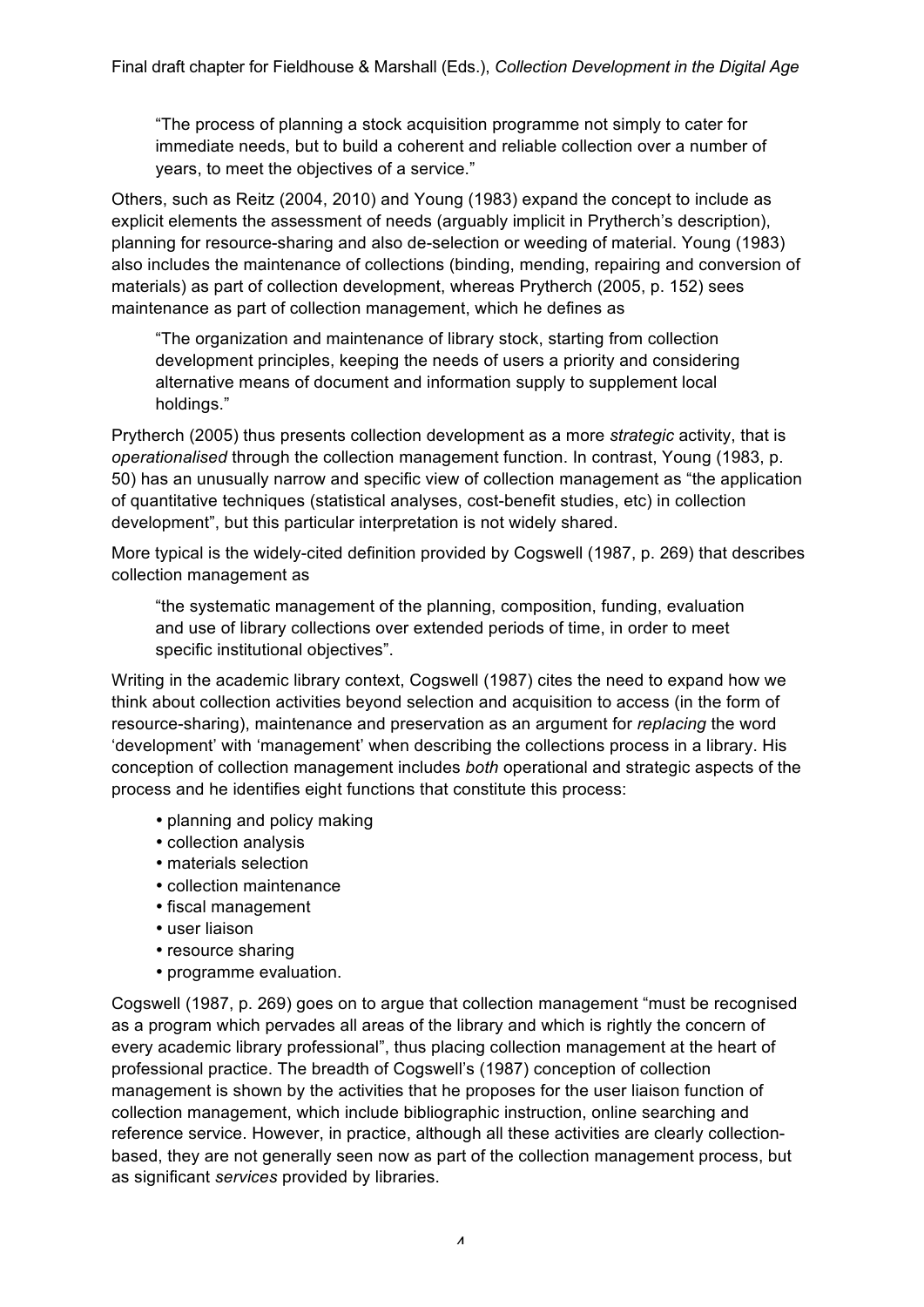> "The process of planning a stock acquisition programme not simply to cater for immediate needs, but to build a coherent and reliable collection over a number of years, to meet the objectives of a service."

Others, such as Reitz (2004, 2010) and Young (1983) expand the concept to include as explicit elements the assessment of needs (arguably implicit in Prytherch's description), planning for resource-sharing and also de-selection or weeding of material. Young (1983) also includes the maintenance of collections (binding, mending, repairing and conversion of materials) as part of collection development, whereas Prytherch (2005, p. 152) sees maintenance as part of collection management, which he defines as

> "The organization and maintenance of library stock, starting from collection development principles, keeping the needs of users a priority and considering alternative means of document and information supply to supplement local holdings."

Prytherch (2005) thus presents collection development as a more *strategic* activity, that is *operationalised* through the collection management function. In contrast, Young (1983, p. 50) has an unusually narrow and specific view of collection management as "the application of quantitative techniques (statistical analyses, cost-benefit studies, etc) in collection development", but this particular interpretation is not widely shared.

More typical is the widely-cited definition provided by Cogswell (1987, p. 269) that describes collection management as

> "the systematic management of the planning, composition, funding, evaluation and use of library collections over extended periods of time, in order to meet specific institutional objectives".

Writing in the academic library context, Cogswell (1987) cites the need to expand how we think about collection activities beyond selection and acquisition to access (in the form of resource-sharing), maintenance and preservation as an argument for *replacing* the word 'development' with 'management' when describing the collections process in a library. His conception of collection management includes *both* operational and strategic aspects of the process and he identifies eight functions that constitute this process:

- planning and policy making
- collection analysis
- materials selection
- collection maintenance
- fiscal management
- user liaison
- resource sharing
- programme evaluation.

Cogswell (1987, p. 269) goes on to argue that collection management "must be recognised as a program which pervades all areas of the library and which is rightly the concern of every academic library professional", thus placing collection management at the heart of professional practice. The breadth of Cogswell's (1987) conception of collection management is shown by the activities that he proposes for the user liaison function of collection management, which include bibliographic instruction, online searching and reference service. However, in practice, although all these activities are clearly collection-based, they are not generally seen now as part of the collection management process, but as significant *services* provided by libraries.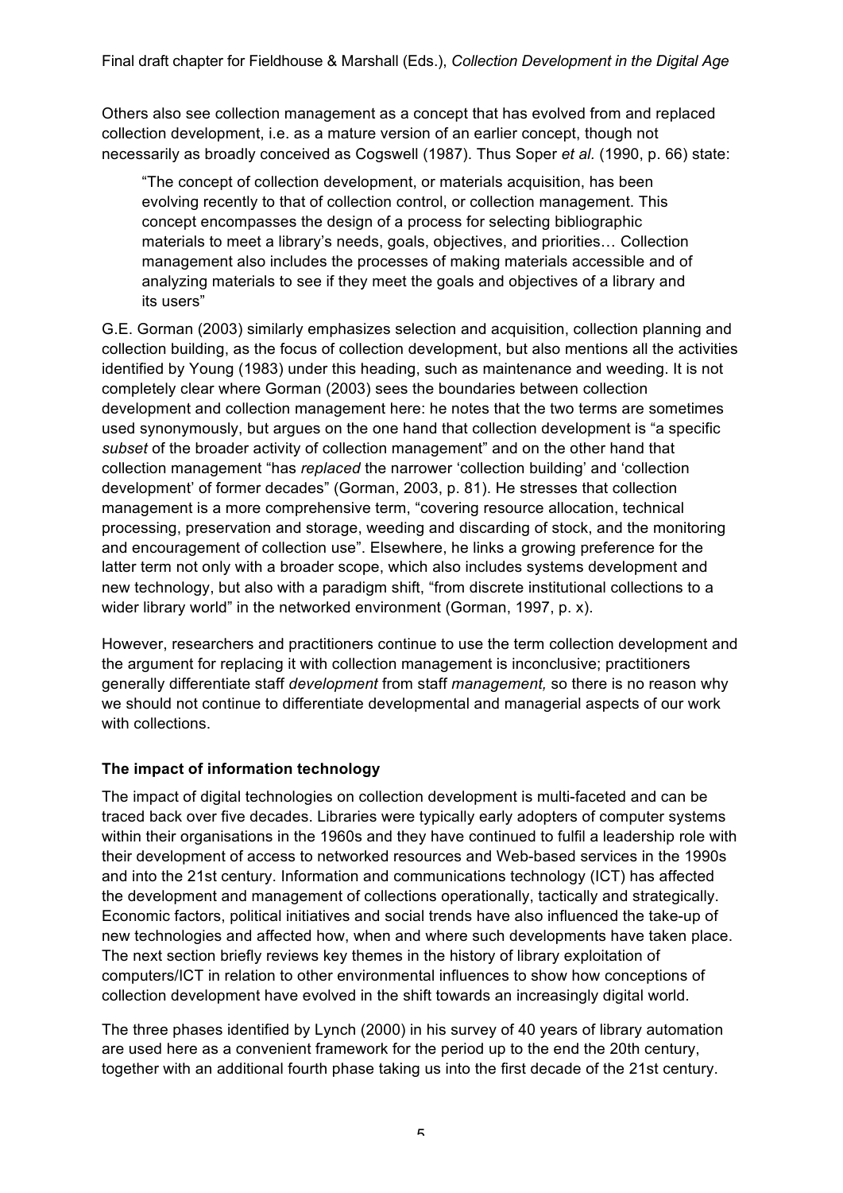Others also see collection management as a concept that has evolved from and replaced collection development, i.e. as a mature version of an earlier concept, though not necessarily as broadly conceived as Cogswell (1987). Thus Soper *et al.* (1990, p. 66) state:

> "The concept of collection development, or materials acquisition, has been evolving recently to that of collection control, or collection management. This concept encompasses the design of a process for selecting bibliographic materials to meet a library's needs, goals, objectives, and priorities… Collection management also includes the processes of making materials accessible and of analyzing materials to see if they meet the goals and objectives of a library and its users"

G.E. Gorman (2003) similarly emphasizes selection and acquisition, collection planning and collection building, as the focus of collection development, but also mentions all the activities identified by Young (1983) under this heading, such as maintenance and weeding. It is not completely clear where Gorman (2003) sees the boundaries between collection development and collection management here: he notes that the two terms are sometimes used synonymously, but argues on the one hand that collection development is "a specific *subset* of the broader activity of collection management" and on the other hand that collection management "has *replaced* the narrower 'collection building' and 'collection development' of former decades" (Gorman, 2003, p. 81). He stresses that collection management is a more comprehensive term, "covering resource allocation, technical processing, preservation and storage, weeding and discarding of stock, and the monitoring and encouragement of collection use". Elsewhere, he links a growing preference for the latter term not only with a broader scope, which also includes systems development and new technology, but also with a paradigm shift, "from discrete institutional collections to a wider library world" in the networked environment (Gorman, 1997, p. x).

However, researchers and practitioners continue to use the term collection development and the argument for replacing it with collection management is inconclusive; practitioners generally differentiate staff *development* from staff *management,* so there is no reason why we should not continue to differentiate developmental and managerial aspects of our work with collections.

### The impact of information technology

The impact of digital technologies on collection development is multi-faceted and can be traced back over five decades. Libraries were typically early adopters of computer systems within their organisations in the 1960s and they have continued to fulfil a leadership role with their development of access to networked resources and Web-based services in the 1990s and into the 21st century. Information and communications technology (ICT) has affected the development and management of collections operationally, tactically and strategically. Economic factors, political initiatives and social trends have also influenced the take-up of new technologies and affected how, when and where such developments have taken place. The next section briefly reviews key themes in the history of library exploitation of computers/ICT in relation to other environmental influences to show how conceptions of collection development have evolved in the shift towards an increasingly digital world.

The three phases identified by Lynch (2000) in his survey of 40 years of library automation are used here as a convenient framework for the period up to the end the 20th century, together with an additional fourth phase taking us into the first decade of the 21st century.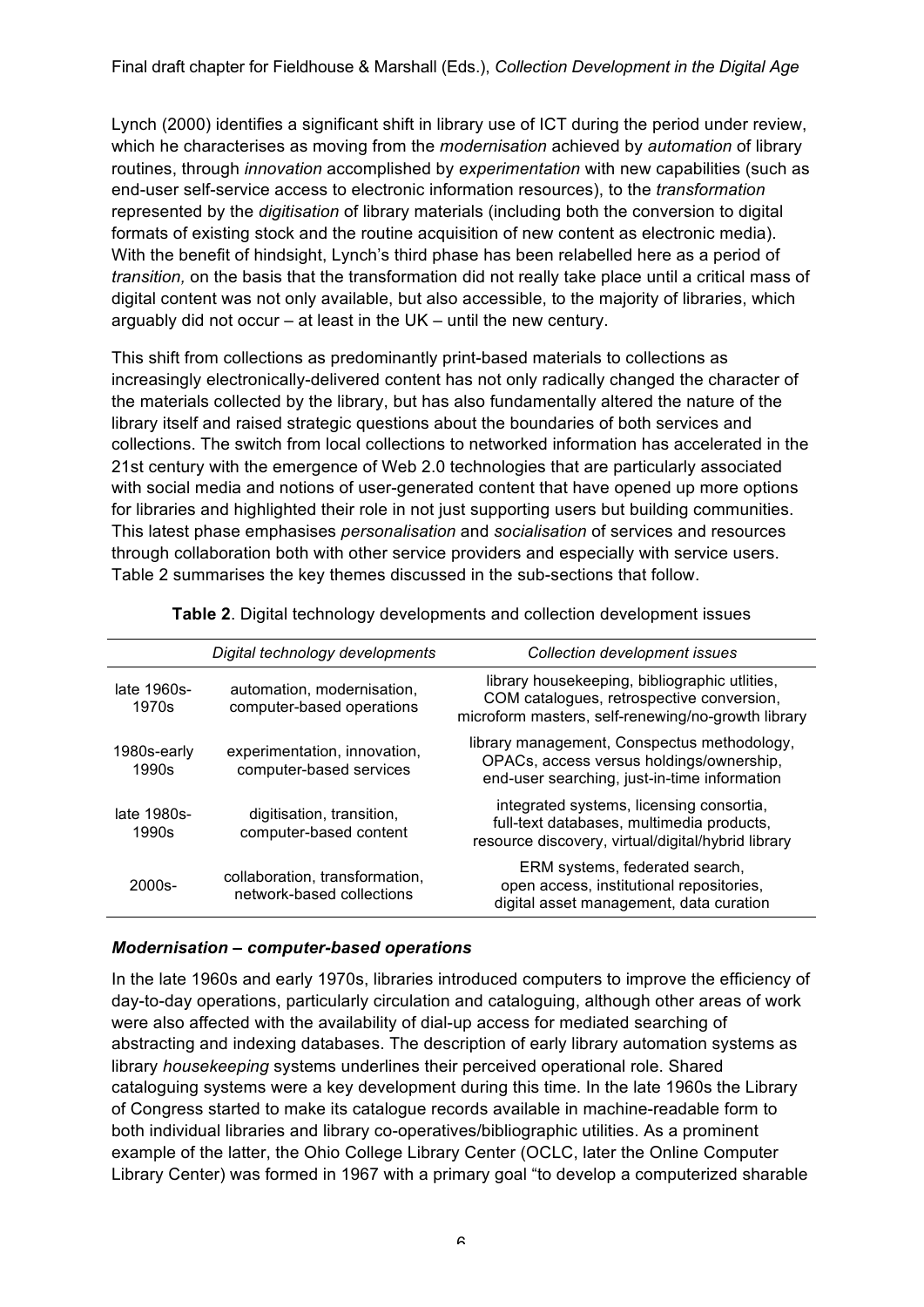Lynch (2000) identifies a significant shift in library use of ICT during the period under review, which he characterises as moving from the *modernisation* achieved by *automation* of library routines, through *innovation* accomplished by *experimentation* with new capabilities (such as end-user self-service access to electronic information resources), to the *transformation* represented by the *digitisation* of library materials (including both the conversion to digital formats of existing stock and the routine acquisition of new content as electronic media). With the benefit of hindsight, Lynch's third phase has been relabelled here as a period of *transition,* on the basis that the transformation did not really take place until a critical mass of digital content was not only available, but also accessible, to the majority of libraries, which arguably did not occur – at least in the UK – until the new century.

This shift from collections as predominantly print-based materials to collections as increasingly electronically-delivered content has not only radically changed the character of the materials collected by the library, but has also fundamentally altered the nature of the library itself and raised strategic questions about the boundaries of both services and collections. The switch from local collections to networked information has accelerated in the 21st century with the emergence of Web 2.0 technologies that are particularly associated with social media and notions of user-generated content that have opened up more options for libraries and highlighted their role in not just supporting users but building communities. This latest phase emphasises *personalisation* and *socialisation* of services and resources through collaboration both with other service providers and especially with service users. Table 2 summarises the key themes discussed in the sub-sections that follow.

**Table 2**. Digital technology developments and collection development issues

| | *Digital technology developments* | *Collection development issues* |
|---|---|---|
| late 1960s-1970s | automation, modernisation, computer-based operations | library housekeeping, bibliographic utlities, COM catalogues, retrospective conversion, microform masters, self-renewing/no-growth library |
| 1980s-early 1990s | experimentation, innovation, computer-based services | library management, Conspectus methodology, OPACs, access versus holdings/ownership, end-user searching, just-in-time information |
| late 1980s-1990s | digitisation, transition, computer-based content | integrated systems, licensing consortia, full-text databases, multimedia products, resource discovery, virtual/digital/hybrid library |
| 2000s- | collaboration, transformation, network-based collections | ERM systems, federated search, open access, institutional repositories, digital asset management, data curation |

### *Modernisation – computer-based operations*

In the late 1960s and early 1970s, libraries introduced computers to improve the efficiency of day-to-day operations, particularly circulation and cataloguing, although other areas of work were also affected with the availability of dial-up access for mediated searching of abstracting and indexing databases. The description of early library automation systems as library *housekeeping* systems underlines their perceived operational role. Shared cataloguing systems were a key development during this time. In the late 1960s the Library of Congress started to make its catalogue records available in machine-readable form to both individual libraries and library co-operatives/bibliographic utilities. As a prominent example of the latter, the Ohio College Library Center (OCLC, later the Online Computer Library Center) was formed in 1967 with a primary goal "to develop a computerized sharable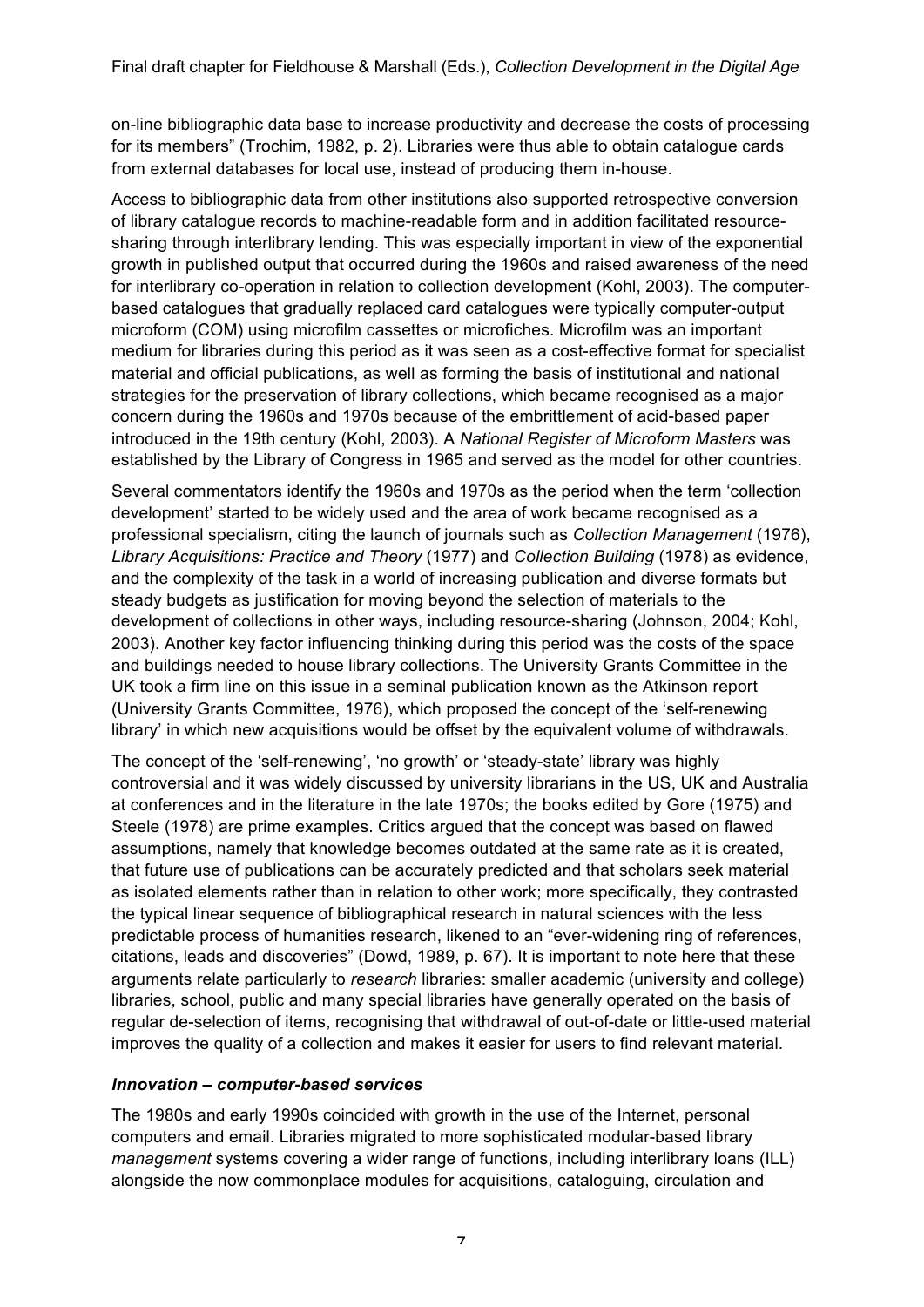on-line bibliographic data base to increase productivity and decrease the costs of processing for its members" (Trochim, 1982, p. 2). Libraries were thus able to obtain catalogue cards from external databases for local use, instead of producing them in-house.

Access to bibliographic data from other institutions also supported retrospective conversion of library catalogue records to machine-readable form and in addition facilitated resource-sharing through interlibrary lending. This was especially important in view of the exponential growth in published output that occurred during the 1960s and raised awareness of the need for interlibrary co-operation in relation to collection development (Kohl, 2003). The computer-based catalogues that gradually replaced card catalogues were typically computer-output microform (COM) using microfilm cassettes or microfiches. Microfilm was an important medium for libraries during this period as it was seen as a cost-effective format for specialist material and official publications, as well as forming the basis of institutional and national strategies for the preservation of library collections, which became recognised as a major concern during the 1960s and 1970s because of the embrittlement of acid-based paper introduced in the 19th century (Kohl, 2003). A *National Register of Microform Masters* was established by the Library of Congress in 1965 and served as the model for other countries.

Several commentators identify the 1960s and 1970s as the period when the term 'collection development' started to be widely used and the area of work became recognised as a professional specialism, citing the launch of journals such as *Collection Management* (1976), *Library Acquisitions: Practice and Theory* (1977) and *Collection Building* (1978) as evidence, and the complexity of the task in a world of increasing publication and diverse formats but steady budgets as justification for moving beyond the selection of materials to the development of collections in other ways, including resource-sharing (Johnson, 2004; Kohl, 2003). Another key factor influencing thinking during this period was the costs of the space and buildings needed to house library collections. The University Grants Committee in the UK took a firm line on this issue in a seminal publication known as the Atkinson report (University Grants Committee, 1976), which proposed the concept of the 'self-renewing library' in which new acquisitions would be offset by the equivalent volume of withdrawals.

The concept of the 'self-renewing', 'no growth' or 'steady-state' library was highly controversial and it was widely discussed by university librarians in the US, UK and Australia at conferences and in the literature in the late 1970s; the books edited by Gore (1975) and Steele (1978) are prime examples. Critics argued that the concept was based on flawed assumptions, namely that knowledge becomes outdated at the same rate as it is created, that future use of publications can be accurately predicted and that scholars seek material as isolated elements rather than in relation to other work; more specifically, they contrasted the typical linear sequence of bibliographical research in natural sciences with the less predictable process of humanities research, likened to an "ever-widening ring of references, citations, leads and discoveries" (Dowd, 1989, p. 67). It is important to note here that these arguments relate particularly to *research* libraries: smaller academic (university and college) libraries, school, public and many special libraries have generally operated on the basis of regular de-selection of items, recognising that withdrawal of out-of-date or little-used material improves the quality of a collection and makes it easier for users to find relevant material.

### *Innovation – computer-based services*

The 1980s and early 1990s coincided with growth in the use of the Internet, personal computers and email. Libraries migrated to more sophisticated modular-based library *management* systems covering a wider range of functions, including interlibrary loans (ILL) alongside the now commonplace modules for acquisitions, cataloguing, circulation and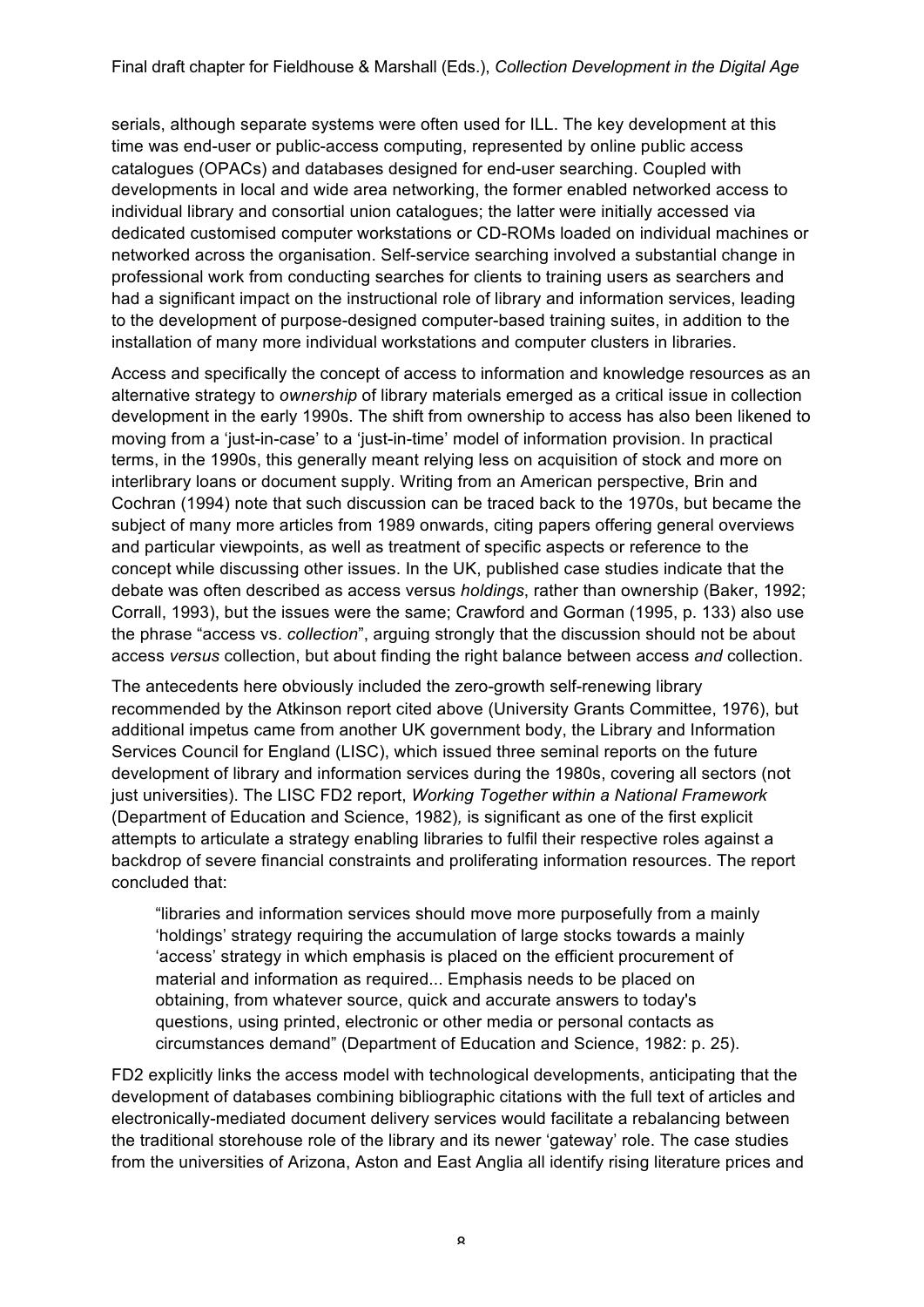serials, although separate systems were often used for ILL. The key development at this time was end-user or public-access computing, represented by online public access catalogues (OPACs) and databases designed for end-user searching. Coupled with developments in local and wide area networking, the former enabled networked access to individual library and consortial union catalogues; the latter were initially accessed via dedicated customised computer workstations or CD-ROMs loaded on individual machines or networked across the organisation. Self-service searching involved a substantial change in professional work from conducting searches for clients to training users as searchers and had a significant impact on the instructional role of library and information services, leading to the development of purpose-designed computer-based training suites, in addition to the installation of many more individual workstations and computer clusters in libraries.

Access and specifically the concept of access to information and knowledge resources as an alternative strategy to *ownership* of library materials emerged as a critical issue in collection development in the early 1990s. The shift from ownership to access has also been likened to moving from a 'just-in-case' to a 'just-in-time' model of information provision. In practical terms, in the 1990s, this generally meant relying less on acquisition of stock and more on interlibrary loans or document supply. Writing from an American perspective, Brin and Cochran (1994) note that such discussion can be traced back to the 1970s, but became the subject of many more articles from 1989 onwards, citing papers offering general overviews and particular viewpoints, as well as treatment of specific aspects or reference to the concept while discussing other issues. In the UK, published case studies indicate that the debate was often described as access versus *holdings*, rather than ownership (Baker, 1992; Corrall, 1993), but the issues were the same; Crawford and Gorman (1995, p. 133) also use the phrase "access vs. *collection*", arguing strongly that the discussion should not be about access *versus* collection, but about finding the right balance between access *and* collection.

The antecedents here obviously included the zero-growth self-renewing library recommended by the Atkinson report cited above (University Grants Committee, 1976), but additional impetus came from another UK government body, the Library and Information Services Council for England (LISC), which issued three seminal reports on the future development of library and information services during the 1980s, covering all sectors (not just universities). The LISC FD2 report, *Working Together within a National Framework* (Department of Education and Science, 1982), is significant as one of the first explicit attempts to articulate a strategy enabling libraries to fulfil their respective roles against a backdrop of severe financial constraints and proliferating information resources. The report concluded that:

> "libraries and information services should move more purposefully from a mainly 'holdings' strategy requiring the accumulation of large stocks towards a mainly 'access' strategy in which emphasis is placed on the efficient procurement of material and information as required... Emphasis needs to be placed on obtaining, from whatever source, quick and accurate answers to today's questions, using printed, electronic or other media or personal contacts as circumstances demand" (Department of Education and Science, 1982: p. 25).

FD2 explicitly links the access model with technological developments, anticipating that the development of databases combining bibliographic citations with the full text of articles and electronically-mediated document delivery services would facilitate a rebalancing between the traditional storehouse role of the library and its newer 'gateway' role. The case studies from the universities of Arizona, Aston and East Anglia all identify rising literature prices and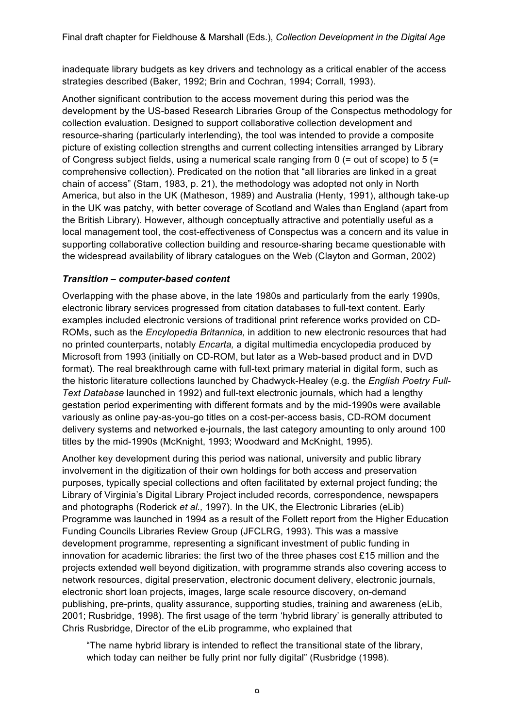inadequate library budgets as key drivers and technology as a critical enabler of the access strategies described (Baker, 1992; Brin and Cochran, 1994; Corrall, 1993).

Another significant contribution to the access movement during this period was the development by the US-based Research Libraries Group of the Conspectus methodology for collection evaluation. Designed to support collaborative collection development and resource-sharing (particularly interlending), the tool was intended to provide a composite picture of existing collection strengths and current collecting intensities arranged by Library of Congress subject fields, using a numerical scale ranging from 0 (= out of scope) to 5 (= comprehensive collection). Predicated on the notion that "all libraries are linked in a great chain of access" (Stam, 1983, p. 21), the methodology was adopted not only in North America, but also in the UK (Matheson, 1989) and Australia (Henty, 1991), although take-up in the UK was patchy, with better coverage of Scotland and Wales than England (apart from the British Library). However, although conceptually attractive and potentially useful as a local management tool, the cost-effectiveness of Conspectus was a concern and its value in supporting collaborative collection building and resource-sharing became questionable with the widespread availability of library catalogues on the Web (Clayton and Gorman, 2002)

### *Transition – computer-based content*

Overlapping with the phase above, in the late 1980s and particularly from the early 1990s, electronic library services progressed from citation databases to full-text content. Early examples included electronic versions of traditional print reference works provided on CD-ROMs, such as the *Encylopedia Britannica,* in addition to new electronic resources that had no printed counterparts, notably *Encarta,* a digital multimedia encyclopedia produced by Microsoft from 1993 (initially on CD-ROM, but later as a Web-based product and in DVD format). The real breakthrough came with full-text primary material in digital form, such as the historic literature collections launched by Chadwyck-Healey (e.g. the *English Poetry Full-Text Database* launched in 1992) and full-text electronic journals, which had a lengthy gestation period experimenting with different formats and by the mid-1990s were available variously as online pay-as-you-go titles on a cost-per-access basis, CD-ROM document delivery systems and networked e-journals, the last category amounting to only around 100 titles by the mid-1990s (McKnight, 1993; Woodward and McKnight, 1995).

Another key development during this period was national, university and public library involvement in the digitization of their own holdings for both access and preservation purposes, typically special collections and often facilitated by external project funding; the Library of Virginia's Digital Library Project included records, correspondence, newspapers and photographs (Roderick *et al.,* 1997). In the UK, the Electronic Libraries (eLib) Programme was launched in 1994 as a result of the Follett report from the Higher Education Funding Councils Libraries Review Group (JFCLRG, 1993). This was a massive development programme, representing a significant investment of public funding in innovation for academic libraries: the first two of the three phases cost £15 million and the projects extended well beyond digitization, with programme strands also covering access to network resources, digital preservation, electronic document delivery, electronic journals, electronic short loan projects, images, large scale resource discovery, on-demand publishing, pre-prints, quality assurance, supporting studies, training and awareness (eLib, 2001; Rusbridge, 1998). The first usage of the term 'hybrid library' is generally attributed to Chris Rusbridge, Director of the eLib programme, who explained that

> "The name hybrid library is intended to reflect the transitional state of the library, which today can neither be fully print nor fully digital" (Rusbridge (1998).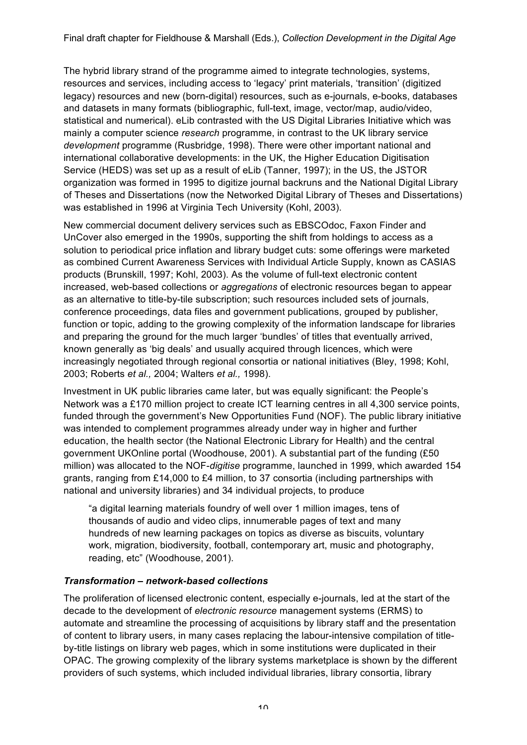The hybrid library strand of the programme aimed to integrate technologies, systems, resources and services, including access to 'legacy' print materials, 'transition' (digitized legacy) resources and new (born-digital) resources, such as e-journals, e-books, databases and datasets in many formats (bibliographic, full-text, image, vector/map, audio/video, statistical and numerical). eLib contrasted with the US Digital Libraries Initiative which was mainly a computer science *research* programme, in contrast to the UK library service *development* programme (Rusbridge, 1998). There were other important national and international collaborative developments: in the UK, the Higher Education Digitisation Service (HEDS) was set up as a result of eLib (Tanner, 1997); in the US, the JSTOR organization was formed in 1995 to digitize journal backruns and the National Digital Library of Theses and Dissertations (now the Networked Digital Library of Theses and Dissertations) was established in 1996 at Virginia Tech University (Kohl, 2003).

New commercial document delivery services such as EBSCOdoc, Faxon Finder and UnCover also emerged in the 1990s, supporting the shift from holdings to access as a solution to periodical price inflation and library budget cuts: some offerings were marketed as combined Current Awareness Services with Individual Article Supply, known as CASIAS products (Brunskill, 1997; Kohl, 2003). As the volume of full-text electronic content increased, web-based collections or *aggregations* of electronic resources began to appear as an alternative to title-by-tile subscription; such resources included sets of journals, conference proceedings, data files and government publications, grouped by publisher, function or topic, adding to the growing complexity of the information landscape for libraries and preparing the ground for the much larger 'bundles' of titles that eventually arrived, known generally as 'big deals' and usually acquired through licences, which were increasingly negotiated through regional consortia or national initiatives (Bley, 1998; Kohl, 2003; Roberts *et al.,* 2004; Walters *et al.,* 1998).

Investment in UK public libraries came later, but was equally significant: the People's Network was a £170 million project to create ICT learning centres in all 4,300 service points, funded through the government's New Opportunities Fund (NOF). The public library initiative was intended to complement programmes already under way in higher and further education, the health sector (the National Electronic Library for Health) and the central government UKOnline portal (Woodhouse, 2001). A substantial part of the funding (£50 million) was allocated to the NOF-*digitise* programme, launched in 1999, which awarded 154 grants, ranging from £14,000 to £4 million, to 37 consortia (including partnerships with national and university libraries) and 34 individual projects, to produce

> "a digital learning materials foundry of well over 1 million images, tens of thousands of audio and video clips, innumerable pages of text and many hundreds of new learning packages on topics as diverse as biscuits, voluntary work, migration, biodiversity, football, contemporary art, music and photography, reading, etc" (Woodhouse, 2001).

### *Transformation – network-based collections*

The proliferation of licensed electronic content, especially e-journals, led at the start of the decade to the development of *electronic resource* management systems (ERMS) to automate and streamline the processing of acquisitions by library staff and the presentation of content to library users, in many cases replacing the labour-intensive compilation of title-by-title listings on library web pages, which in some institutions were duplicated in their OPAC. The growing complexity of the library systems marketplace is shown by the different providers of such systems, which included individual libraries, library consortia, library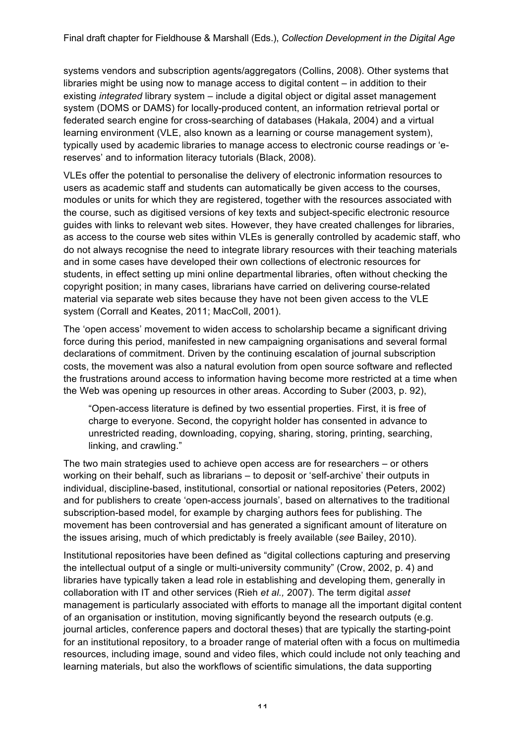systems vendors and subscription agents/aggregators (Collins, 2008). Other systems that libraries might be using now to manage access to digital content – in addition to their existing *integrated* library system – include a digital object or digital asset management system (DOMS or DAMS) for locally-produced content, an information retrieval portal or federated search engine for cross-searching of databases (Hakala, 2004) and a virtual learning environment (VLE, also known as a learning or course management system), typically used by academic libraries to manage access to electronic course readings or 'e-reserves' and to information literacy tutorials (Black, 2008).

VLEs offer the potential to personalise the delivery of electronic information resources to users as academic staff and students can automatically be given access to the courses, modules or units for which they are registered, together with the resources associated with the course, such as digitised versions of key texts and subject-specific electronic resource guides with links to relevant web sites. However, they have created challenges for libraries, as access to the course web sites within VLEs is generally controlled by academic staff, who do not always recognise the need to integrate library resources with their teaching materials and in some cases have developed their own collections of electronic resources for students, in effect setting up mini online departmental libraries, often without checking the copyright position; in many cases, librarians have carried on delivering course-related material via separate web sites because they have not been given access to the VLE system (Corrall and Keates, 2011; MacColl, 2001).

The 'open access' movement to widen access to scholarship became a significant driving force during this period, manifested in new campaigning organisations and several formal declarations of commitment. Driven by the continuing escalation of journal subscription costs, the movement was also a natural evolution from open source software and reflected the frustrations around access to information having become more restricted at a time when the Web was opening up resources in other areas. According to Suber (2003, p. 92),

> "Open-access literature is defined by two essential properties. First, it is free of charge to everyone. Second, the copyright holder has consented in advance to unrestricted reading, downloading, copying, sharing, storing, printing, searching, linking, and crawling."

The two main strategies used to achieve open access are for researchers – or others working on their behalf, such as librarians – to deposit or 'self-archive' their outputs in individual, discipline-based, institutional, consortial or national repositories (Peters, 2002) and for publishers to create 'open-access journals', based on alternatives to the traditional subscription-based model, for example by charging authors fees for publishing. The movement has been controversial and has generated a significant amount of literature on the issues arising, much of which predictably is freely available (*see* Bailey, 2010).

Institutional repositories have been defined as "digital collections capturing and preserving the intellectual output of a single or multi-university community" (Crow, 2002, p. 4) and libraries have typically taken a lead role in establishing and developing them, generally in collaboration with IT and other services (Rieh *et al.,* 2007). The term digital *asset* management is particularly associated with efforts to manage all the important digital content of an organisation or institution, moving significantly beyond the research outputs (e.g. journal articles, conference papers and doctoral theses) that are typically the starting-point for an institutional repository, to a broader range of material often with a focus on multimedia resources, including image, sound and video files, which could include not only teaching and learning materials, but also the workflows of scientific simulations, the data supporting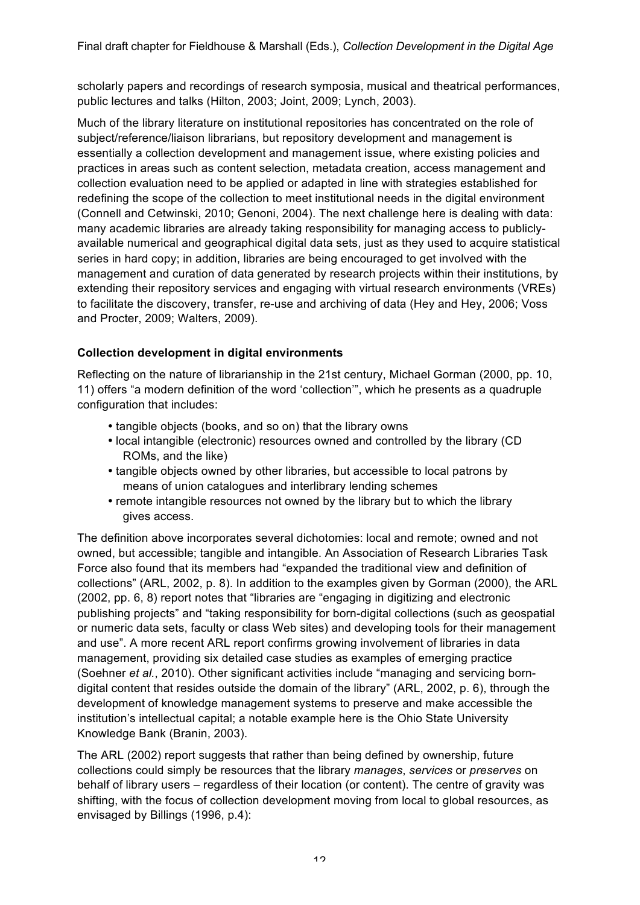scholarly papers and recordings of research symposia, musical and theatrical performances, public lectures and talks (Hilton, 2003; Joint, 2009; Lynch, 2003).

Much of the library literature on institutional repositories has concentrated on the role of subject/reference/liaison librarians, but repository development and management is essentially a collection development and management issue, where existing policies and practices in areas such as content selection, metadata creation, access management and collection evaluation need to be applied or adapted in line with strategies established for redefining the scope of the collection to meet institutional needs in the digital environment (Connell and Cetwinski, 2010; Genoni, 2004). The next challenge here is dealing with data: many academic libraries are already taking responsibility for managing access to publicly-available numerical and geographical digital data sets, just as they used to acquire statistical series in hard copy; in addition, libraries are being encouraged to get involved with the management and curation of data generated by research projects within their institutions, by extending their repository services and engaging with virtual research environments (VREs) to facilitate the discovery, transfer, re-use and archiving of data (Hey and Hey, 2006; Voss and Procter, 2009; Walters, 2009).

**Collection development in digital environments**

Reflecting on the nature of librarianship in the 21st century, Michael Gorman (2000, pp. 10, 11) offers "a modern definition of the word 'collection'", which he presents as a quadruple configuration that includes:

- tangible objects (books, and so on) that the library owns
- local intangible (electronic) resources owned and controlled by the library (CD ROMs, and the like)
- tangible objects owned by other libraries, but accessible to local patrons by means of union catalogues and interlibrary lending schemes
- remote intangible resources not owned by the library but to which the library gives access.

The definition above incorporates several dichotomies: local and remote; owned and not owned, but accessible; tangible and intangible. An Association of Research Libraries Task Force also found that its members had "expanded the traditional view and definition of collections" (ARL, 2002, p. 8). In addition to the examples given by Gorman (2000), the ARL (2002, pp. 6, 8) report notes that "libraries are "engaging in digitizing and electronic publishing projects" and "taking responsibility for born-digital collections (such as geospatial or numeric data sets, faculty or class Web sites) and developing tools for their management and use". A more recent ARL report confirms growing involvement of libraries in data management, providing six detailed case studies as examples of emerging practice (Soehner *et al.*, 2010). Other significant activities include "managing and servicing born-digital content that resides outside the domain of the library" (ARL, 2002, p. 6), through the development of knowledge management systems to preserve and make accessible the institution's intellectual capital; a notable example here is the Ohio State University Knowledge Bank (Branin, 2003).

The ARL (2002) report suggests that rather than being defined by ownership, future collections could simply be resources that the library *manages*, *services* or *preserves* on behalf of library users – regardless of their location (or content). The centre of gravity was shifting, with the focus of collection development moving from local to global resources, as envisaged by Billings (1996, p.4):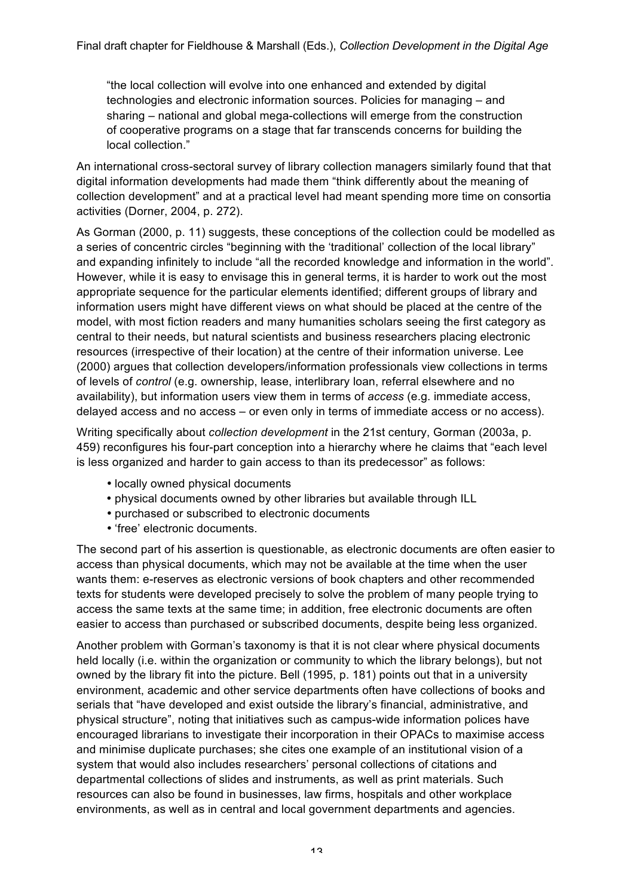> "the local collection will evolve into one enhanced and extended by digital technologies and electronic information sources. Policies for managing – and sharing – national and global mega-collections will emerge from the construction of cooperative programs on a stage that far transcends concerns for building the local collection."

An international cross-sectoral survey of library collection managers similarly found that that digital information developments had made them "think differently about the meaning of collection development" and at a practical level had meant spending more time on consortia activities (Dorner, 2004, p. 272).

As Gorman (2000, p. 11) suggests, these conceptions of the collection could be modelled as a series of concentric circles "beginning with the 'traditional' collection of the local library" and expanding infinitely to include "all the recorded knowledge and information in the world". However, while it is easy to envisage this in general terms, it is harder to work out the most appropriate sequence for the particular elements identified; different groups of library and information users might have different views on what should be placed at the centre of the model, with most fiction readers and many humanities scholars seeing the first category as central to their needs, but natural scientists and business researchers placing electronic resources (irrespective of their location) at the centre of their information universe. Lee (2000) argues that collection developers/information professionals view collections in terms of levels of *control* (e.g. ownership, lease, interlibrary loan, referral elsewhere and no availability), but information users view them in terms of *access* (e.g. immediate access, delayed access and no access – or even only in terms of immediate access or no access).

Writing specifically about *collection development* in the 21st century, Gorman (2003a, p. 459) reconfigures his four-part conception into a hierarchy where he claims that "each level is less organized and harder to gain access to than its predecessor" as follows:

- locally owned physical documents
- physical documents owned by other libraries but available through ILL
- purchased or subscribed to electronic documents
- 'free' electronic documents.

The second part of his assertion is questionable, as electronic documents are often easier to access than physical documents, which may not be available at the time when the user wants them: e-reserves as electronic versions of book chapters and other recommended texts for students were developed precisely to solve the problem of many people trying to access the same texts at the same time; in addition, free electronic documents are often easier to access than purchased or subscribed documents, despite being less organized.

Another problem with Gorman's taxonomy is that it is not clear where physical documents held locally (i.e. within the organization or community to which the library belongs), but not owned by the library fit into the picture. Bell (1995, p. 181) points out that in a university environment, academic and other service departments often have collections of books and serials that "have developed and exist outside the library's financial, administrative, and physical structure", noting that initiatives such as campus-wide information polices have encouraged librarians to investigate their incorporation in their OPACs to maximise access and minimise duplicate purchases; she cites one example of an institutional vision of a system that would also includes researchers' personal collections of citations and departmental collections of slides and instruments, as well as print materials. Such resources can also be found in businesses, law firms, hospitals and other workplace environments, as well as in central and local government departments and agencies.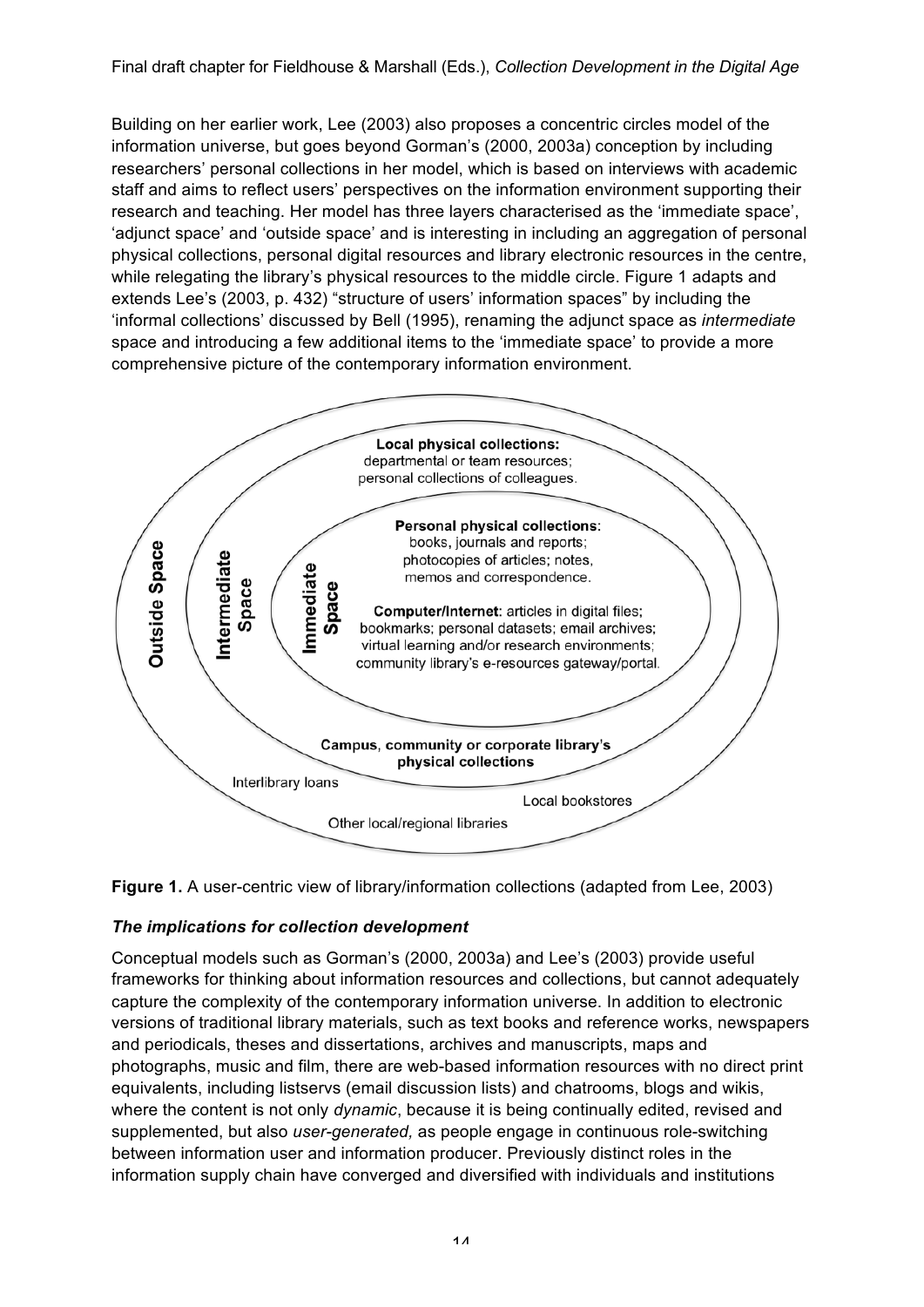Building on her earlier work, Lee (2003) also proposes a concentric circles model of the information universe, but goes beyond Gorman's (2000, 2003a) conception by including researchers' personal collections in her model, which is based on interviews with academic staff and aims to reflect users' perspectives on the information environment supporting their research and teaching. Her model has three layers characterised as the 'immediate space', 'adjunct space' and 'outside space' and is interesting in including an aggregation of personal physical collections, personal digital resources and library electronic resources in the centre, while relegating the library's physical resources to the middle circle. Figure 1 adapts and extends Lee's (2003, p. 432) "structure of users' information spaces" by including the 'informal collections' discussed by Bell (1995), renaming the adjunct space as *intermediate* space and introducing a few additional items to the 'immediate space' to provide a more comprehensive picture of the contemporary information environment.

**Outside Space**

Interlibrary loans

Local bookstores

Other local/regional libraries

**Intermediate Space**

**Local physical collections:** departmental or team resources; personal collections of colleagues.

**Campus, community or corporate library's physical collections**

**Immediate Space**

**Personal physical collections:** books, journals and reports; photocopies of articles; notes, memos and correspondence.

**Computer/Internet:** articles in digital files; bookmarks; personal datasets; email archives; virtual learning and/or research environments; community library's e-resources gateway/portal.

**Figure 1.** A user-centric view of library/information collections (adapted from Lee, 2003)

### *The implications for collection development*

Conceptual models such as Gorman's (2000, 2003a) and Lee's (2003) provide useful frameworks for thinking about information resources and collections, but cannot adequately capture the complexity of the contemporary information universe. In addition to electronic versions of traditional library materials, such as text books and reference works, newspapers and periodicals, theses and dissertations, archives and manuscripts, maps and photographs, music and film, there are web-based information resources with no direct print equivalents, including listservs (email discussion lists) and chatrooms, blogs and wikis, where the content is not only *dynamic*, because it is being continually edited, revised and supplemented, but also *user-generated,* as people engage in continuous role-switching between information user and information producer. Previously distinct roles in the information supply chain have converged and diversified with individuals and institutions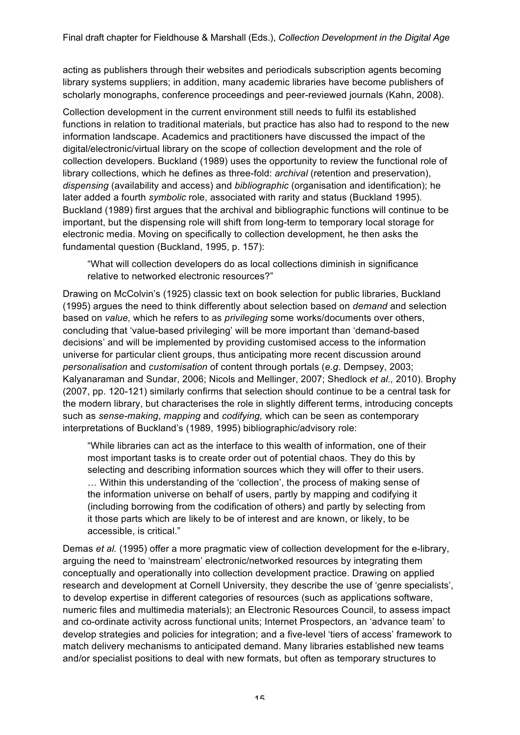acting as publishers through their websites and periodicals subscription agents becoming library systems suppliers; in addition, many academic libraries have become publishers of scholarly monographs, conference proceedings and peer-reviewed journals (Kahn, 2008).

Collection development in the current environment still needs to fulfil its established functions in relation to traditional materials, but practice has also had to respond to the new information landscape. Academics and practitioners have discussed the impact of the digital/electronic/virtual library on the scope of collection development and the role of collection developers. Buckland (1989) uses the opportunity to review the functional role of library collections, which he defines as three-fold: *archival* (retention and preservation), *dispensing* (availability and access) and *bibliographic* (organisation and identification); he later added a fourth *symbolic* role, associated with rarity and status (Buckland 1995). Buckland (1989) first argues that the archival and bibliographic functions will continue to be important, but the dispensing role will shift from long-term to temporary local storage for electronic media. Moving on specifically to collection development, he then asks the fundamental question (Buckland, 1995, p. 157):

> "What will collection developers do as local collections diminish in significance relative to networked electronic resources?"

Drawing on McColvin's (1925) classic text on book selection for public libraries, Buckland (1995) argues the need to think differently about selection based on *demand* and selection based on *value,* which he refers to as *privileging* some works/documents over others, concluding that 'value-based privileging' will be more important than 'demand-based decisions' and will be implemented by providing customised access to the information universe for particular client groups, thus anticipating more recent discussion around *personalisation* and *customisation* of content through portals (*e.g.* Dempsey, 2003; Kalyanaraman and Sundar, 2006; Nicols and Mellinger, 2007; Shedlock *et al.,* 2010). Brophy (2007, pp. 120-121) similarly confirms that selection should continue to be a central task for the modern library, but characterises the role in slightly different terms, introducing concepts such as *sense-making*, *mapping* and *codifying,* which can be seen as contemporary interpretations of Buckland's (1989, 1995) bibliographic/advisory role:

> "While libraries can act as the interface to this wealth of information, one of their most important tasks is to create order out of potential chaos. They do this by selecting and describing information sources which they will offer to their users. … Within this understanding of the 'collection', the process of making sense of the information universe on behalf of users, partly by mapping and codifying it (including borrowing from the codification of others) and partly by selecting from it those parts which are likely to be of interest and are known, or likely, to be accessible, is critical."

Demas *et al.* (1995) offer a more pragmatic view of collection development for the e-library, arguing the need to 'mainstream' electronic/networked resources by integrating them conceptually and operationally into collection development practice. Drawing on applied research and development at Cornell University, they describe the use of 'genre specialists', to develop expertise in different categories of resources (such as applications software, numeric files and multimedia materials); an Electronic Resources Council, to assess impact and co-ordinate activity across functional units; Internet Prospectors, an 'advance team' to develop strategies and policies for integration; and a five-level 'tiers of access' framework to match delivery mechanisms to anticipated demand. Many libraries established new teams and/or specialist positions to deal with new formats, but often as temporary structures to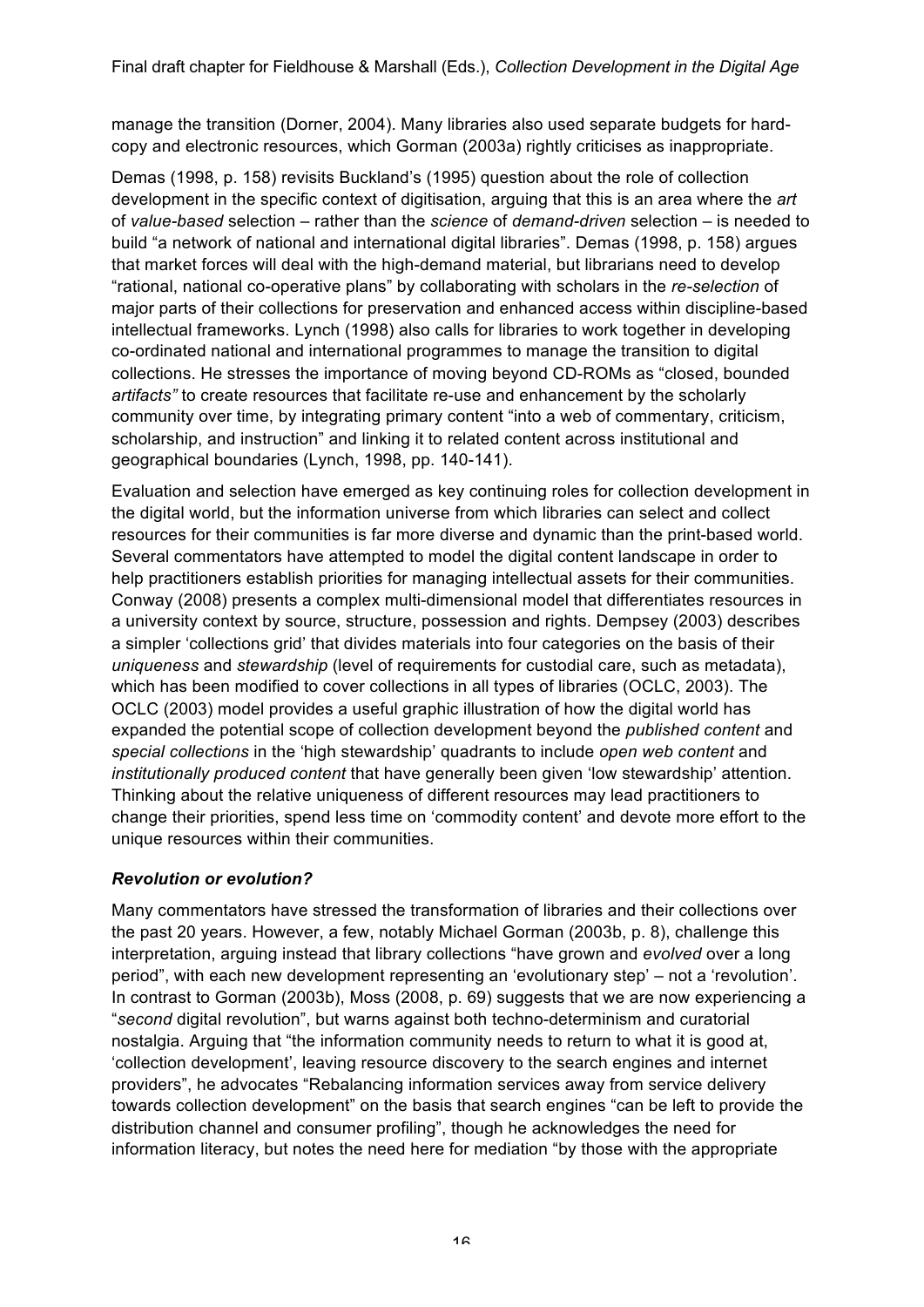manage the transition (Dorner, 2004). Many libraries also used separate budgets for hard-copy and electronic resources, which Gorman (2003a) rightly criticises as inappropriate.

Demas (1998, p. 158) revisits Buckland's (1995) question about the role of collection development in the specific context of digitisation, arguing that this is an area where the *art* of *value-based* selection – rather than the *science* of *demand-driven* selection – is needed to build "a network of national and international digital libraries". Demas (1998, p. 158) argues that market forces will deal with the high-demand material, but librarians need to develop "rational, national co-operative plans" by collaborating with scholars in the *re-selection* of major parts of their collections for preservation and enhanced access within discipline-based intellectual frameworks. Lynch (1998) also calls for libraries to work together in developing co-ordinated national and international programmes to manage the transition to digital collections. He stresses the importance of moving beyond CD-ROMs as "closed, bounded *artifacts"* to create resources that facilitate re-use and enhancement by the scholarly community over time, by integrating primary content "into a web of commentary, criticism, scholarship, and instruction" and linking it to related content across institutional and geographical boundaries (Lynch, 1998, pp. 140-141).

Evaluation and selection have emerged as key continuing roles for collection development in the digital world, but the information universe from which libraries can select and collect resources for their communities is far more diverse and dynamic than the print-based world. Several commentators have attempted to model the digital content landscape in order to help practitioners establish priorities for managing intellectual assets for their communities. Conway (2008) presents a complex multi-dimensional model that differentiates resources in a university context by source, structure, possession and rights. Dempsey (2003) describes a simpler 'collections grid' that divides materials into four categories on the basis of their *uniqueness* and *stewardship* (level of requirements for custodial care, such as metadata), which has been modified to cover collections in all types of libraries (OCLC, 2003). The OCLC (2003) model provides a useful graphic illustration of how the digital world has expanded the potential scope of collection development beyond the *published content* and *special collections* in the 'high stewardship' quadrants to include *open web content* and *institutionally produced content* that have generally been given 'low stewardship' attention. Thinking about the relative uniqueness of different resources may lead practitioners to change their priorities, spend less time on 'commodity content' and devote more effort to the unique resources within their communities.

### *Revolution or evolution?*

Many commentators have stressed the transformation of libraries and their collections over the past 20 years. However, a few, notably Michael Gorman (2003b, p. 8), challenge this interpretation, arguing instead that library collections "have grown and *evolved* over a long period", with each new development representing an 'evolutionary step' – not a 'revolution'. In contrast to Gorman (2003b), Moss (2008, p. 69) suggests that we are now experiencing a "*second* digital revolution", but warns against both techno-determinism and curatorial nostalgia. Arguing that "the information community needs to return to what it is good at, 'collection development', leaving resource discovery to the search engines and internet providers", he advocates "Rebalancing information services away from service delivery towards collection development" on the basis that search engines "can be left to provide the distribution channel and consumer profiling", though he acknowledges the need for information literacy, but notes the need here for mediation "by those with the appropriate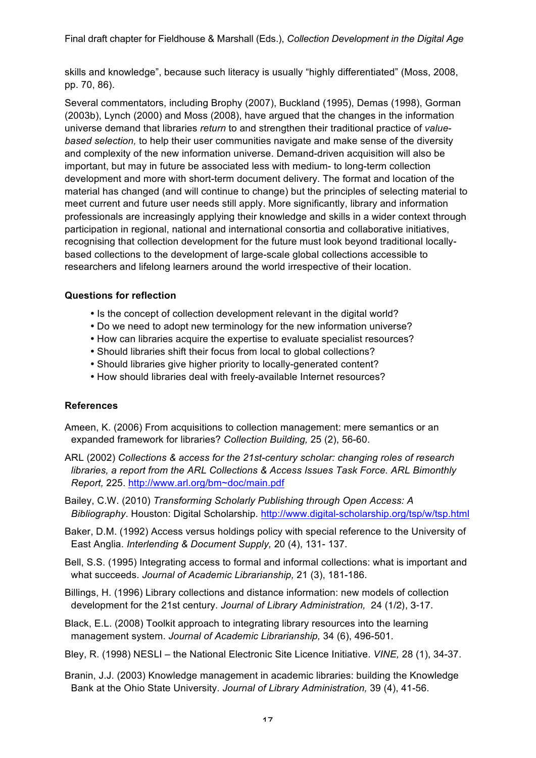skills and knowledge", because such literacy is usually "highly differentiated" (Moss, 2008, pp. 70, 86).

Several commentators, including Brophy (2007), Buckland (1995), Demas (1998), Gorman (2003b), Lynch (2000) and Moss (2008), have argued that the changes in the information universe demand that libraries *return* to and strengthen their traditional practice of *value-based selection,* to help their user communities navigate and make sense of the diversity and complexity of the new information universe. Demand-driven acquisition will also be important, but may in future be associated less with medium- to long-term collection development and more with short-term document delivery. The format and location of the material has changed (and will continue to change) but the principles of selecting material to meet current and future user needs still apply. More significantly, library and information professionals are increasingly applying their knowledge and skills in a wider context through participation in regional, national and international consortia and collaborative initiatives, recognising that collection development for the future must look beyond traditional locally-based collections to the development of large-scale global collections accessible to researchers and lifelong learners around the world irrespective of their location.

**Questions for reflection**

- Is the concept of collection development relevant in the digital world?
- Do we need to adopt new terminology for the new information universe?
- How can libraries acquire the expertise to evaluate specialist resources?
- Should libraries shift their focus from local to global collections?
- Should libraries give higher priority to locally-generated content?
- How should libraries deal with freely-available Internet resources?

**References**

Ameen, K. (2006) From acquisitions to collection management: mere semantics or an expanded framework for libraries? *Collection Building,* 25 (2), 56-60.

ARL (2002) *Collections & access for the 21st-century scholar: changing roles of research libraries, a report from the ARL Collections & Access Issues Task Force. ARL Bimonthly Report,* 225. http://www.arl.org/bm~doc/main.pdf

Bailey, C.W. (2010) *Transforming Scholarly Publishing through Open Access: A Bibliography*. Houston: Digital Scholarship. http://www.digital-scholarship.org/tsp/w/tsp.html

Baker, D.M. (1992) Access versus holdings policy with special reference to the University of East Anglia. *Interlending & Document Supply,* 20 (4), 131- 137.

Bell, S.S. (1995) Integrating access to formal and informal collections: what is important and what succeeds. *Journal of Academic Librarianship,* 21 (3), 181-186.

Billings, H. (1996) Library collections and distance information: new models of collection development for the 21st century. *Journal of Library Administration,* 24 (1/2), 3-17.

Black, E.L. (2008) Toolkit approach to integrating library resources into the learning management system. *Journal of Academic Librarianship,* 34 (6), 496-501.

Bley, R. (1998) NESLI – the National Electronic Site Licence Initiative. *VINE,* 28 (1), 34-37.

Branin, J.J. (2003) Knowledge management in academic libraries: building the Knowledge Bank at the Ohio State University. *Journal of Library Administration,* 39 (4), 41-56.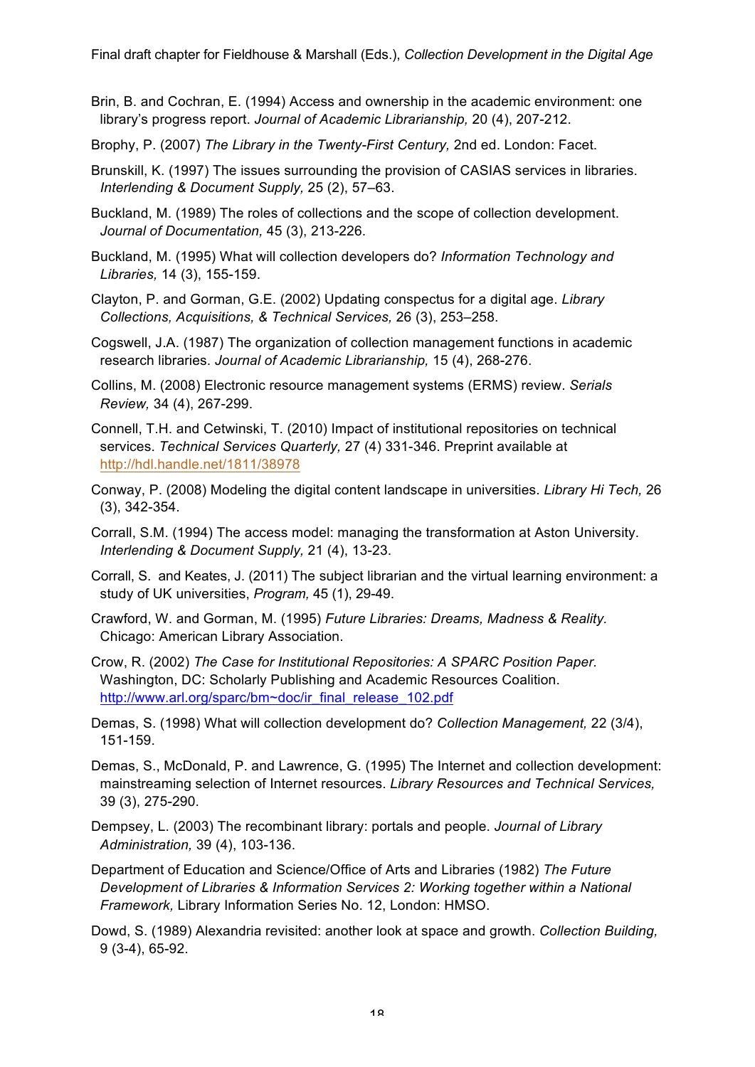Brin, B. and Cochran, E. (1994) Access and ownership in the academic environment: one library's progress report. *Journal of Academic Librarianship,* 20 (4), 207-212.

Brophy, P. (2007) *The Library in the Twenty-First Century,* 2nd ed. London: Facet.

Brunskill, K. (1997) The issues surrounding the provision of CASIAS services in libraries. *Interlending & Document Supply,* 25 (2), 57–63.

Buckland, M. (1989) The roles of collections and the scope of collection development. *Journal of Documentation,* 45 (3), 213-226.

Buckland, M. (1995) What will collection developers do? *Information Technology and Libraries,* 14 (3), 155-159.

Clayton, P. and Gorman, G.E. (2002) Updating conspectus for a digital age. *Library Collections, Acquisitions, & Technical Services,* 26 (3), 253–258.

Cogswell, J.A. (1987) The organization of collection management functions in academic research libraries. *Journal of Academic Librarianship,* 15 (4), 268-276.

Collins, M. (2008) Electronic resource management systems (ERMS) review. *Serials Review,* 34 (4), 267-299.

Connell, T.H. and Cetwinski, T. (2010) Impact of institutional repositories on technical services. *Technical Services Quarterly,* 27 (4) 331-346. Preprint available at http://hdl.handle.net/1811/38978

Conway, P. (2008) Modeling the digital content landscape in universities. *Library Hi Tech,* 26 (3), 342-354.

Corrall, S.M. (1994) The access model: managing the transformation at Aston University. *Interlending & Document Supply,* 21 (4), 13-23.

Corrall, S. and Keates, J. (2011) The subject librarian and the virtual learning environment: a study of UK universities, *Program,* 45 (1), 29-49.

Crawford, W. and Gorman, M. (1995) *Future Libraries: Dreams, Madness & Reality.* Chicago: American Library Association.

Crow, R. (2002) *The Case for Institutional Repositories: A SPARC Position Paper.* Washington, DC: Scholarly Publishing and Academic Resources Coalition. http://www.arl.org/sparc/bm~doc/ir_final_release_102.pdf

Demas, S. (1998) What will collection development do? *Collection Management,* 22 (3/4), 151-159.

Demas, S., McDonald, P. and Lawrence, G. (1995) The Internet and collection development: mainstreaming selection of Internet resources. *Library Resources and Technical Services,* 39 (3), 275-290.

Dempsey, L. (2003) The recombinant library: portals and people. *Journal of Library Administration,* 39 (4), 103-136.

Department of Education and Science/Office of Arts and Libraries (1982) *The Future Development of Libraries & Information Services 2: Working together within a National Framework,* Library Information Series No. 12, London: HMSO.

Dowd, S. (1989) Alexandria revisited: another look at space and growth. *Collection Building,* 9 (3-4), 65-92.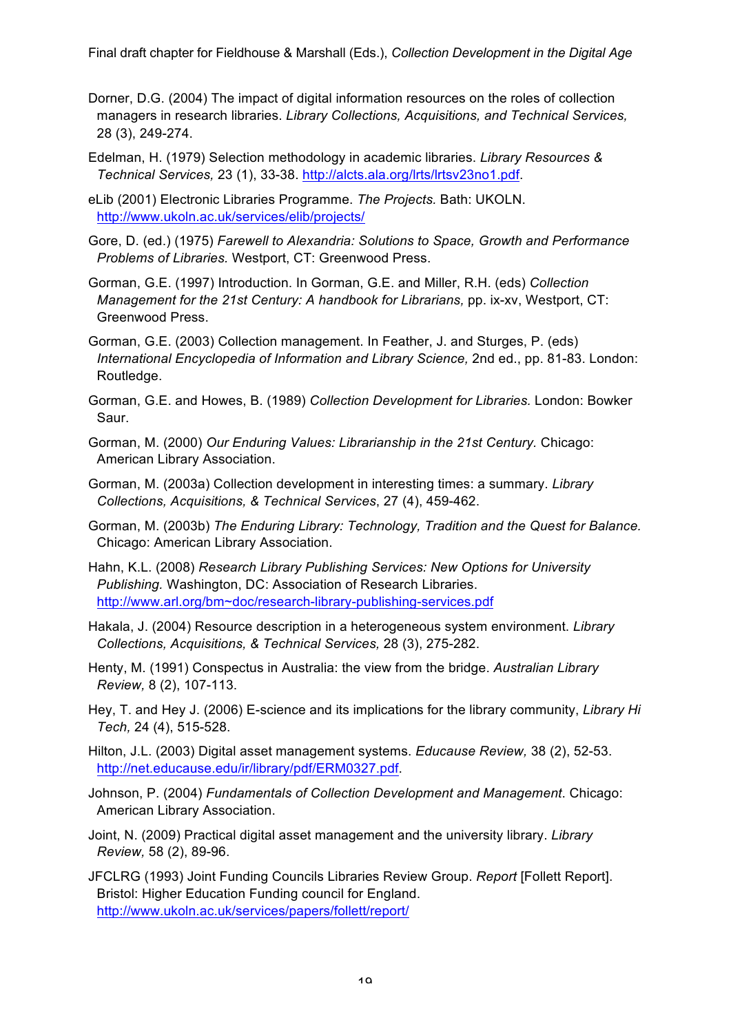Dorner, D.G. (2004) The impact of digital information resources on the roles of collection managers in research libraries. *Library Collections, Acquisitions, and Technical Services,* 28 (3), 249-274.

Edelman, H. (1979) Selection methodology in academic libraries. *Library Resources & Technical Services,* 23 (1), 33-38. http://alcts.ala.org/lrts/lrtsv23no1.pdf.

eLib (2001) Electronic Libraries Programme. *The Projects.* Bath: UKOLN. http://www.ukoln.ac.uk/services/elib/projects/

Gore, D. (ed.) (1975) *Farewell to Alexandria: Solutions to Space, Growth and Performance Problems of Libraries.* Westport, CT: Greenwood Press.

Gorman, G.E. (1997) Introduction. In Gorman, G.E. and Miller, R.H. (eds) *Collection Management for the 21st Century: A handbook for Librarians,* pp. ix-xv, Westport, CT: Greenwood Press.

Gorman, G.E. (2003) Collection management. In Feather, J. and Sturges, P. (eds) *International Encyclopedia of Information and Library Science,* 2nd ed., pp. 81-83. London: Routledge.

Gorman, G.E. and Howes, B. (1989) *Collection Development for Libraries.* London: Bowker Saur.

Gorman, M. (2000) *Our Enduring Values: Librarianship in the 21st Century.* Chicago: American Library Association.

Gorman, M. (2003a) Collection development in interesting times: a summary. *Library Collections, Acquisitions, & Technical Services*, 27 (4), 459-462.

Gorman, M. (2003b) *The Enduring Library: Technology, Tradition and the Quest for Balance.* Chicago: American Library Association.

Hahn, K.L. (2008) *Research Library Publishing Services: New Options for University Publishing.* Washington, DC: Association of Research Libraries. http://www.arl.org/bm~doc/research-library-publishing-services.pdf

Hakala, J. (2004) Resource description in a heterogeneous system environment. *Library Collections, Acquisitions, & Technical Services,* 28 (3), 275-282.

Henty, M. (1991) Conspectus in Australia: the view from the bridge. *Australian Library Review,* 8 (2), 107-113.

Hey, T. and Hey J. (2006) E-science and its implications for the library community, *Library Hi Tech,* 24 (4), 515-528.

Hilton, J.L. (2003) Digital asset management systems. *Educause Review,* 38 (2), 52-53. http://net.educause.edu/ir/library/pdf/ERM0327.pdf.

Johnson, P. (2004) *Fundamentals of Collection Development and Management*. Chicago: American Library Association.

Joint, N. (2009) Practical digital asset management and the university library. *Library Review,* 58 (2), 89-96.

JFCLRG (1993) Joint Funding Councils Libraries Review Group. *Report* [Follett Report]. Bristol: Higher Education Funding council for England. http://www.ukoln.ac.uk/services/papers/follett/report/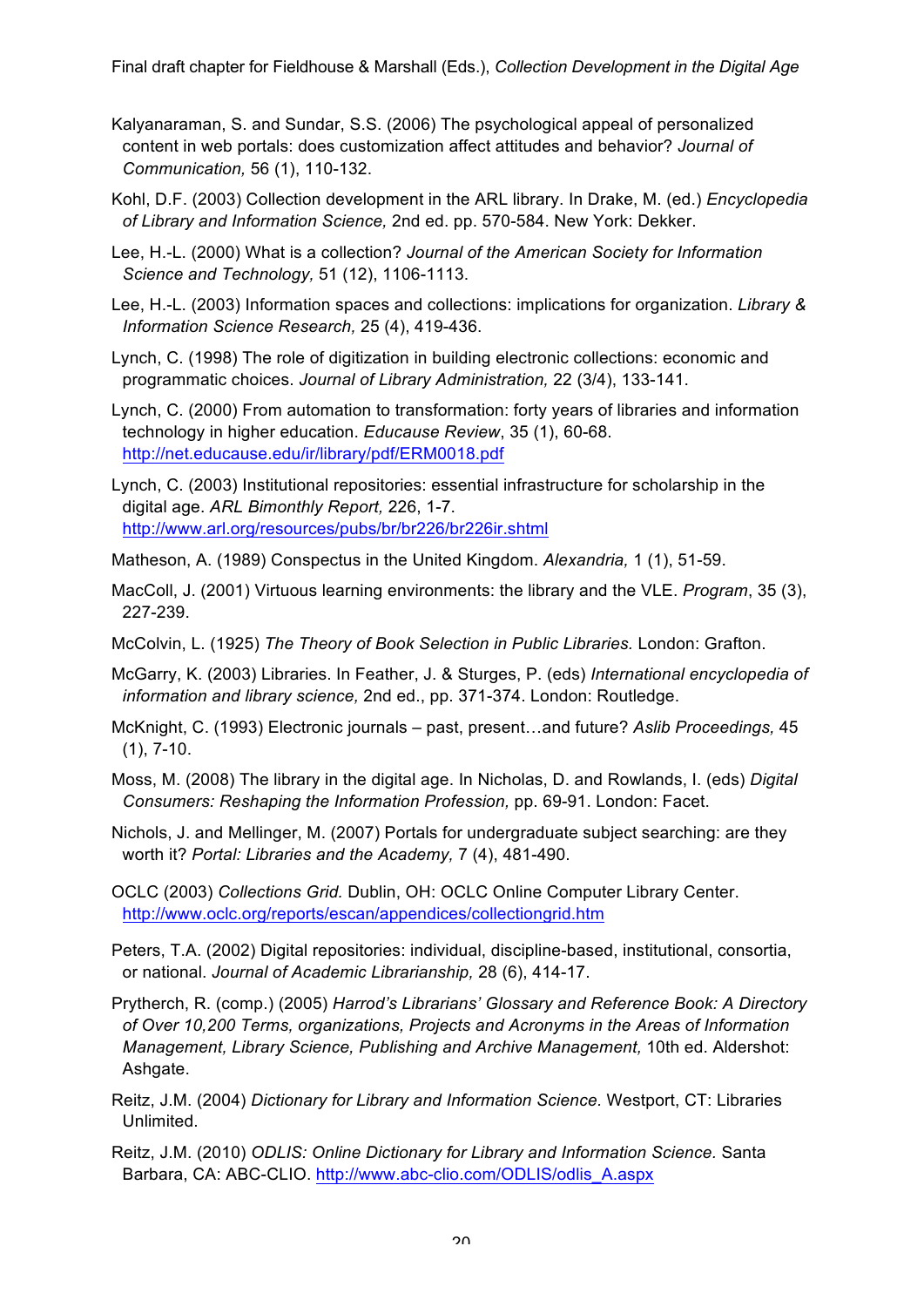Kalyanaraman, S. and Sundar, S.S. (2006) The psychological appeal of personalized content in web portals: does customization affect attitudes and behavior? *Journal of Communication,* 56 (1), 110-132.

Kohl, D.F. (2003) Collection development in the ARL library. In Drake, M. (ed.) *Encyclopedia of Library and Information Science,* 2nd ed. pp. 570-584. New York: Dekker.

Lee, H.-L. (2000) What is a collection? *Journal of the American Society for Information Science and Technology,* 51 (12), 1106-1113.

Lee, H.-L. (2003) Information spaces and collections: implications for organization. *Library & Information Science Research,* 25 (4), 419-436.

Lynch, C. (1998) The role of digitization in building electronic collections: economic and programmatic choices. *Journal of Library Administration,* 22 (3/4), 133-141.

Lynch, C. (2000) From automation to transformation: forty years of libraries and information technology in higher education. *Educause Review*, 35 (1), 60-68. http://net.educause.edu/ir/library/pdf/ERM0018.pdf

Lynch, C. (2003) Institutional repositories: essential infrastructure for scholarship in the digital age. *ARL Bimonthly Report,* 226, 1-7. http://www.arl.org/resources/pubs/br/br226/br226ir.shtml

Matheson, A. (1989) Conspectus in the United Kingdom. *Alexandria,* 1 (1), 51-59.

MacColl, J. (2001) Virtuous learning environments: the library and the VLE. *Program*, 35 (3), 227-239.

McColvin, L. (1925) *The Theory of Book Selection in Public Libraries.* London: Grafton.

McGarry, K. (2003) Libraries. In Feather, J. & Sturges, P. (eds) *International encyclopedia of information and library science,* 2nd ed., pp. 371-374. London: Routledge.

McKnight, C. (1993) Electronic journals – past, present…and future? *Aslib Proceedings,* 45 (1), 7-10.

Moss, M. (2008) The library in the digital age. In Nicholas, D. and Rowlands, I. (eds) *Digital Consumers: Reshaping the Information Profession,* pp. 69-91. London: Facet.

Nichols, J. and Mellinger, M. (2007) Portals for undergraduate subject searching: are they worth it? *Portal: Libraries and the Academy,* 7 (4), 481-490.

OCLC (2003) *Collections Grid.* Dublin, OH: OCLC Online Computer Library Center. http://www.oclc.org/reports/escan/appendices/collectiongrid.htm

Peters, T.A. (2002) Digital repositories: individual, discipline-based, institutional, consortia, or national. *Journal of Academic Librarianship,* 28 (6), 414-17.

Prytherch, R. (comp.) (2005) *Harrod's Librarians' Glossary and Reference Book: A Directory of Over 10,200 Terms, organizations, Projects and Acronyms in the Areas of Information Management, Library Science, Publishing and Archive Management,* 10th ed. Aldershot: Ashgate.

Reitz, J.M. (2004) *Dictionary for Library and Information Science.* Westport, CT: Libraries Unlimited.

Reitz, J.M. (2010) *ODLIS: Online Dictionary for Library and Information Science.* Santa Barbara, CA: ABC-CLIO. http://www.abc-clio.com/ODLIS/odlis_A.aspx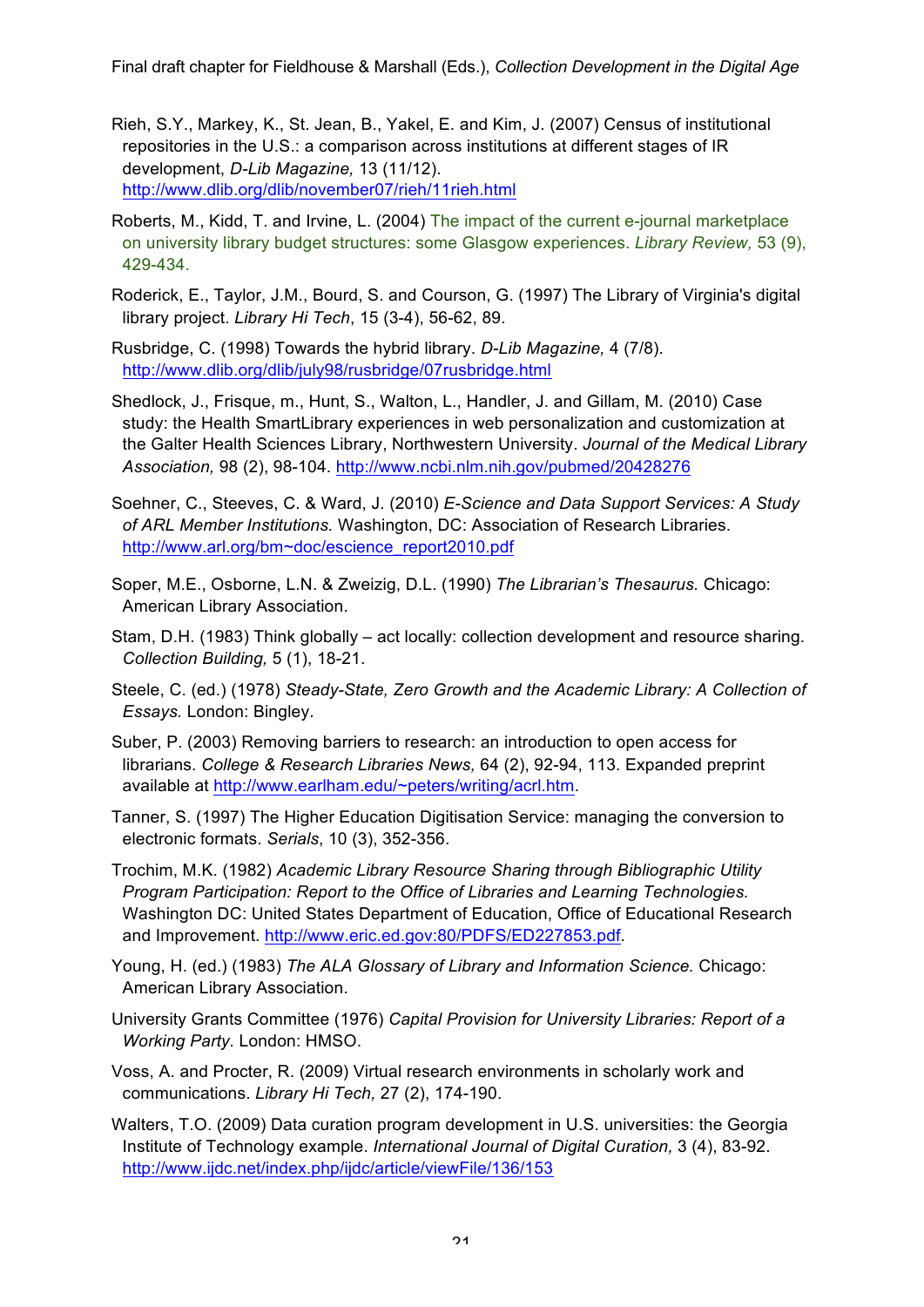Rieh, S.Y., Markey, K., St. Jean, B., Yakel, E. and Kim, J. (2007) Census of institutional repositories in the U.S.: a comparison across institutions at different stages of IR development, *D-Lib Magazine,* 13 (11/12). http://www.dlib.org/dlib/november07/rieh/11rieh.html

Roberts, M., Kidd, T. and Irvine, L. (2004) The impact of the current e-journal marketplace on university library budget structures: some Glasgow experiences. *Library Review,* 53 (9), 429-434.

Roderick, E., Taylor, J.M., Bourd, S. and Courson, G. (1997) The Library of Virginia's digital library project. *Library Hi Tech*, 15 (3-4), 56-62, 89.

Rusbridge, C. (1998) Towards the hybrid library. *D-Lib Magazine,* 4 (7/8). http://www.dlib.org/dlib/july98/rusbridge/07rusbridge.html

Shedlock, J., Frisque, m., Hunt, S., Walton, L., Handler, J. and Gillam, M. (2010) Case study: the Health SmartLibrary experiences in web personalization and customization at the Galter Health Sciences Library, Northwestern University. *Journal of the Medical Library Association,* 98 (2), 98-104. http://www.ncbi.nlm.nih.gov/pubmed/20428276

Soehner, C., Steeves, C. & Ward, J. (2010) *E-Science and Data Support Services: A Study of ARL Member Institutions.* Washington, DC: Association of Research Libraries. http://www.arl.org/bm~doc/escience_report2010.pdf

Soper, M.E., Osborne, L.N. & Zweizig, D.L. (1990) *The Librarian's Thesaurus.* Chicago: American Library Association.

Stam, D.H. (1983) Think globally – act locally: collection development and resource sharing. *Collection Building,* 5 (1), 18-21.

Steele, C. (ed.) (1978) *Steady-State, Zero Growth and the Academic Library: A Collection of Essays.* London: Bingley.

Suber, P. (2003) Removing barriers to research: an introduction to open access for librarians. *College & Research Libraries News,* 64 (2), 92-94, 113. Expanded preprint available at http://www.earlham.edu/~peters/writing/acrl.htm.

Tanner, S. (1997) The Higher Education Digitisation Service: managing the conversion to electronic formats. *Serials*, 10 (3), 352-356.

Trochim, M.K. (1982) *Academic Library Resource Sharing through Bibliographic Utility Program Participation: Report to the Office of Libraries and Learning Technologies.* Washington DC: United States Department of Education, Office of Educational Research and Improvement. http://www.eric.ed.gov:80/PDFS/ED227853.pdf.

Young, H. (ed.) (1983) *The ALA Glossary of Library and Information Science.* Chicago: American Library Association.

University Grants Committee (1976) *Capital Provision for University Libraries: Report of a Working Party.* London: HMSO.

Voss, A. and Procter, R. (2009) Virtual research environments in scholarly work and communications. *Library Hi Tech,* 27 (2), 174-190.

Walters, T.O. (2009) Data curation program development in U.S. universities: the Georgia Institute of Technology example. *International Journal of Digital Curation,* 3 (4), 83-92. http://www.ijdc.net/index.php/ijdc/article/viewFile/136/153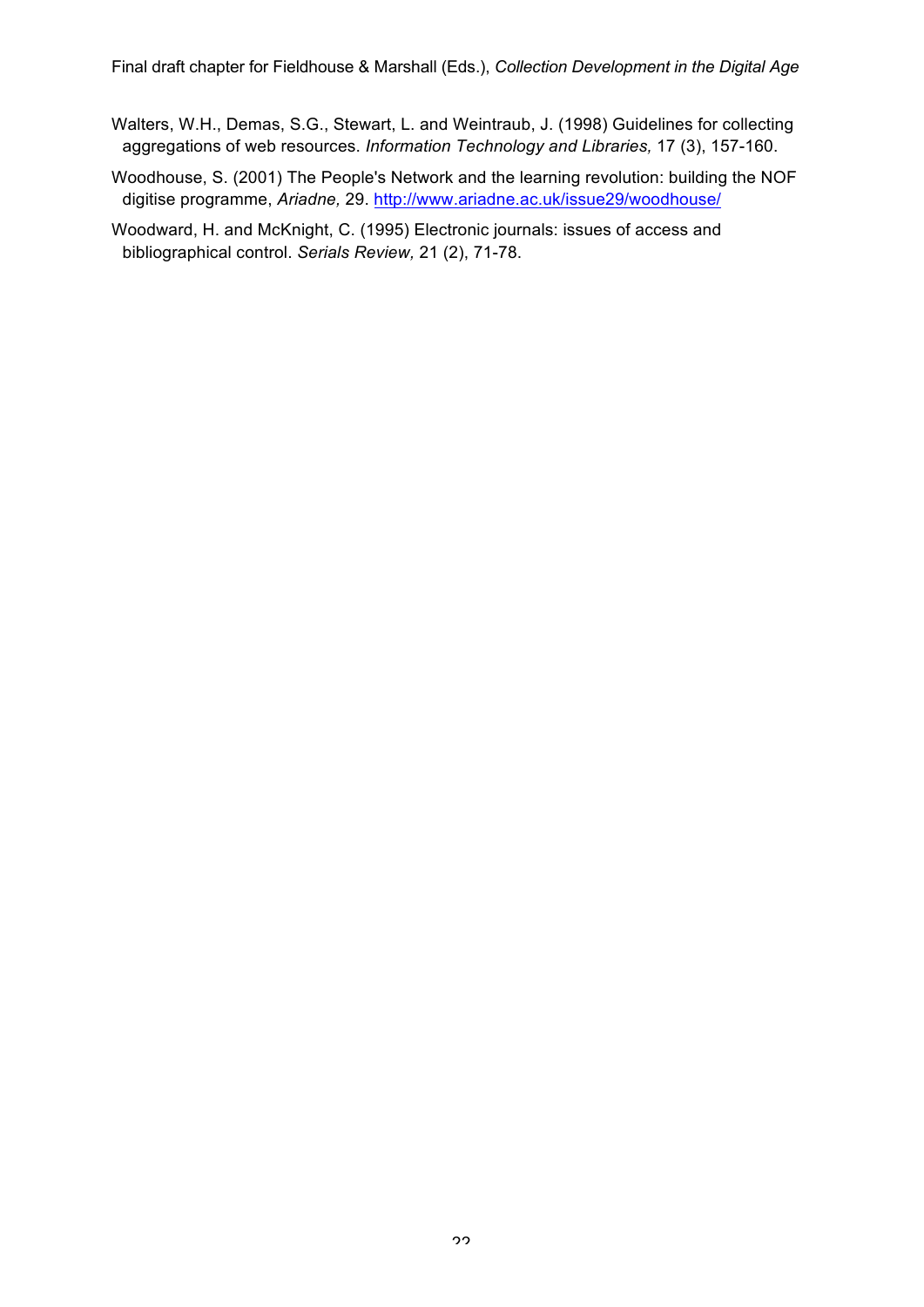Walters, W.H., Demas, S.G., Stewart, L. and Weintraub, J. (1998) Guidelines for collecting aggregations of web resources. *Information Technology and Libraries,* 17 (3), 157-160.

Woodhouse, S. (2001) The People's Network and the learning revolution: building the NOF digitise programme, *Ariadne,* 29. http://www.ariadne.ac.uk/issue29/woodhouse/

Woodward, H. and McKnight, C. (1995) Electronic journals: issues of access and bibliographical control. *Serials Review,* 21 (2), 71-78.